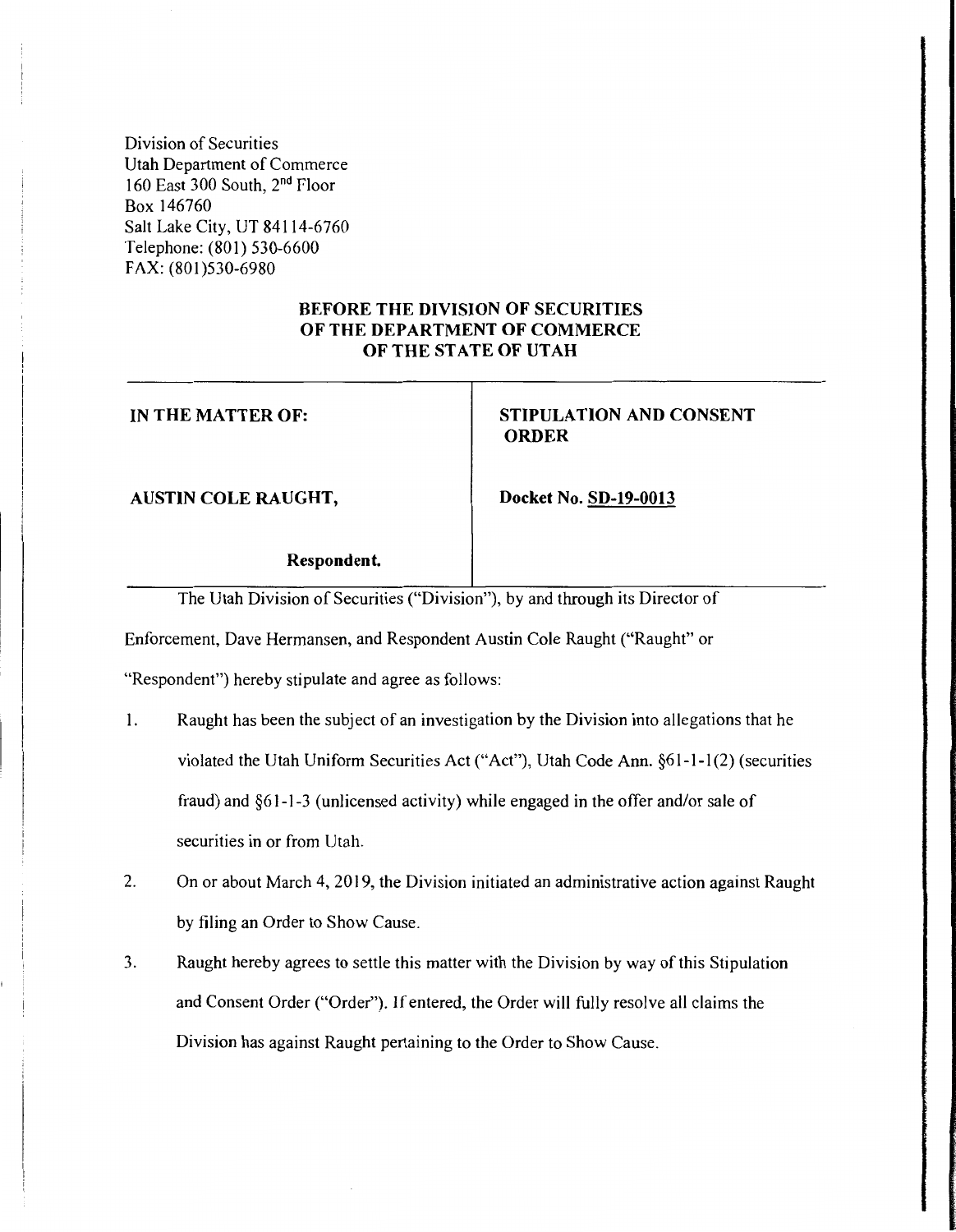Division of Securities
Utah Department of Commerce
160 East 300 South, 2nd Floor
Box 146760
Salt Lake City, UT 84114-6760
Telephone: (801) 530-6600
FAX: (801)530-6980

**BEFORE THE DIVISION OF SECURITIES OF THE DEPARTMENT OF COMMERCE OF THE STATE OF UTAH**

| IN THE MATTER OF: | STIPULATION AND CONSENT ORDER |
|---|---|
| **AUSTIN COLE RAUGHT,** | **Docket No. SD-19-0013** |
| **Respondent.** | |

The Utah Division of Securities ("Division"), by and through its Director of Enforcement, Dave Hermansen, and Respondent Austin Cole Raught ("Raught" or "Respondent") hereby stipulate and agree as follows:

1. Raught has been the subject of an investigation by the Division into allegations that he violated the Utah Uniform Securities Act ("Act"), Utah Code Ann. §61-1-1(2) (securities fraud) and §61-1-3 (unlicensed activity) while engaged in the offer and/or sale of securities in or from Utah.
2. On or about March 4, 2019, the Division initiated an administrative action against Raught by filing an Order to Show Cause.
3. Raught hereby agrees to settle this matter with the Division by way of this Stipulation and Consent Order ("Order"). If entered, the Order will fully resolve all claims the Division has against Raught pertaining to the Order to Show Cause.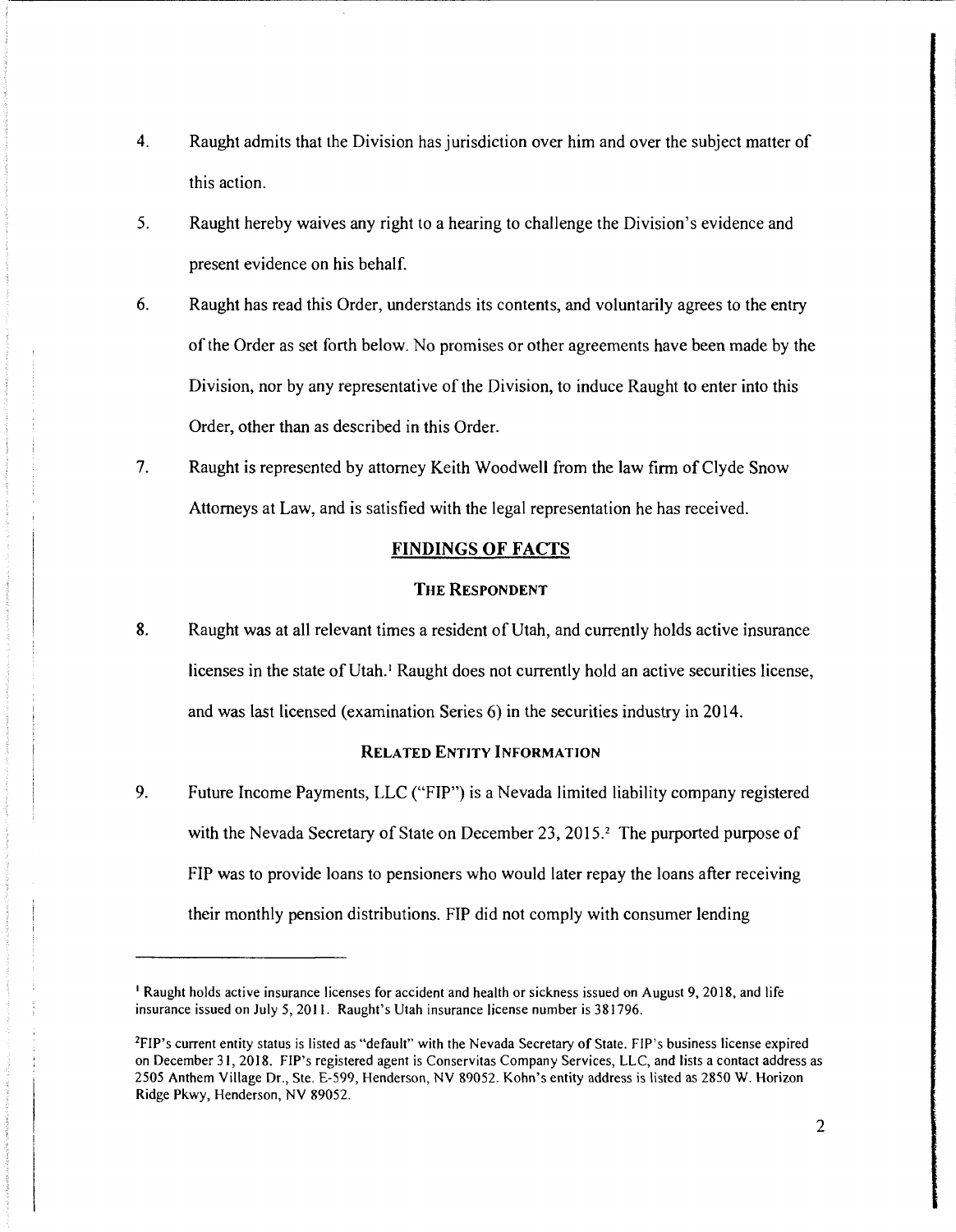4. Raught admits that the Division has jurisdiction over him and over the subject matter of this action.

5. Raught hereby waives any right to a hearing to challenge the Division's evidence and present evidence on his behalf.

6. Raught has read this Order, understands its contents, and voluntarily agrees to the entry of the Order as set forth below. No promises or other agreements have been made by the Division, nor by any representative of the Division, to induce Raught to enter into this Order, other than as described in this Order.

7. Raught is represented by attorney Keith Woodwell from the law firm of Clyde Snow Attorneys at Law, and is satisfied with the legal representation he has received.

## FINDINGS OF FACTS

### THE RESPONDENT

8. Raught was at all relevant times a resident of Utah, and currently holds active insurance licenses in the state of Utah.[1] Raught does not currently hold an active securities license, and was last licensed (examination Series 6) in the securities industry in 2014.

### RELATED ENTITY INFORMATION

9. Future Income Payments, LLC ("FIP") is a Nevada limited liability company registered with the Nevada Secretary of State on December 23, 2015.[2] The purported purpose of FIP was to provide loans to pensioners who would later repay the loans after receiving their monthly pension distributions. FIP did not comply with consumer lending

---

[1] Raught holds active insurance licenses for accident and health or sickness issued on August 9, 2018, and life insurance issued on July 5, 2011. Raught's Utah insurance license number is 381796.

[2] FIP's current entity status is listed as "default" with the Nevada Secretary of State. FIP's business license expired on December 31, 2018. FIP's registered agent is Conservitas Company Services, LLC, and lists a contact address as 2505 Anthem Village Dr., Ste. E-599, Henderson, NV 89052. Kohn's entity address is listed as 2850 W. Horizon Ridge Pkwy, Henderson, NV 89052.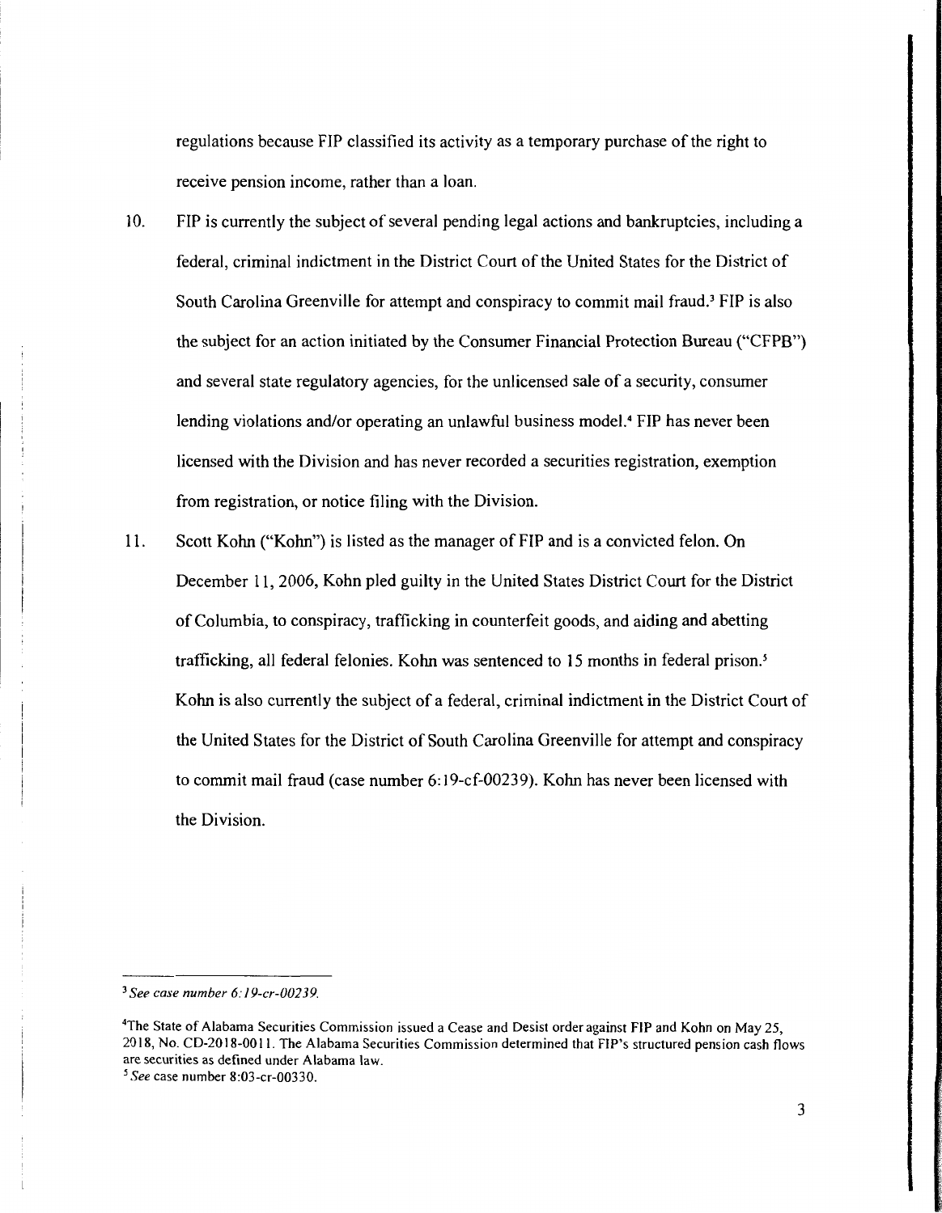regulations because FIP classified its activity as a temporary purchase of the right to receive pension income, rather than a loan.

10. FIP is currently the subject of several pending legal actions and bankruptcies, including a federal, criminal indictment in the District Court of the United States for the District of South Carolina Greenville for attempt and conspiracy to commit mail fraud.[3] FIP is also the subject for an action initiated by the Consumer Financial Protection Bureau ("CFPB") and several state regulatory agencies, for the unlicensed sale of a security, consumer lending violations and/or operating an unlawful business model.[4] FIP has never been licensed with the Division and has never recorded a securities registration, exemption from registration, or notice filing with the Division.

11. Scott Kohn ("Kohn") is listed as the manager of FIP and is a convicted felon. On December 11, 2006, Kohn pled guilty in the United States District Court for the District of Columbia, to conspiracy, trafficking in counterfeit goods, and aiding and abetting trafficking, all federal felonies. Kohn was sentenced to 15 months in federal prison.[5] Kohn is also currently the subject of a federal, criminal indictment in the District Court of the United States for the District of South Carolina Greenville for attempt and conspiracy to commit mail fraud (case number 6:19-cf-00239). Kohn has never been licensed with the Division.

---

[3] *See case number 6:19-cr-00239.*

[4] The State of Alabama Securities Commission issued a Cease and Desist order against FIP and Kohn on May 25, 2018, No. CD-2018-0011. The Alabama Securities Commission determined that FIP's structured pension cash flows are securities as defined under Alabama law.

[5] *See* case number 8:03-cr-00330.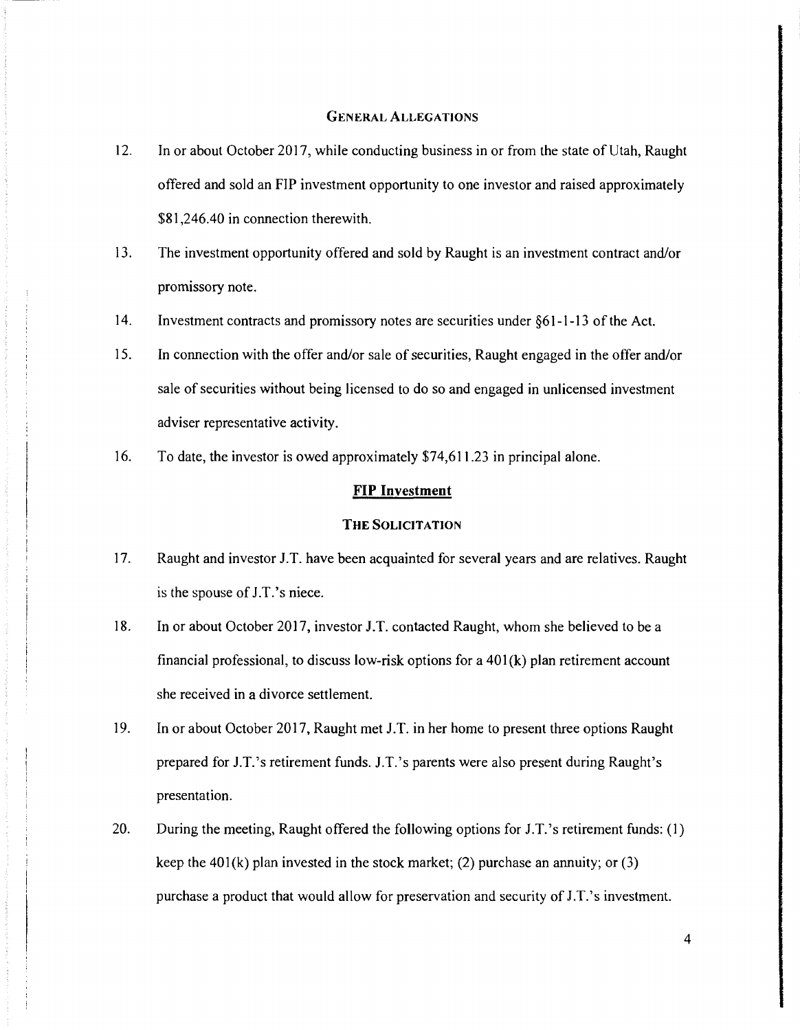## GENERAL ALLEGATIONS

12. In or about October 2017, while conducting business in or from the state of Utah, Raught offered and sold an FIP investment opportunity to one investor and raised approximately \$81,246.40 in connection therewith.

13. The investment opportunity offered and sold by Raught is an investment contract and/or promissory note.

14. Investment contracts and promissory notes are securities under §61-1-13 of the Act.

15. In connection with the offer and/or sale of securities, Raught engaged in the offer and/or sale of securities without being licensed to do so and engaged in unlicensed investment adviser representative activity.

16. To date, the investor is owed approximately \$74,611.23 in principal alone.

## FIP Investment

### THE SOLICITATION

17. Raught and investor J.T. have been acquainted for several years and are relatives. Raught is the spouse of J.T.'s niece.

18. In or about October 2017, investor J.T. contacted Raught, whom she believed to be a financial professional, to discuss low-risk options for a 401(k) plan retirement account she received in a divorce settlement.

19. In or about October 2017, Raught met J.T. in her home to present three options Raught prepared for J.T.'s retirement funds. J.T.'s parents were also present during Raught's presentation.

20. During the meeting, Raught offered the following options for J.T.'s retirement funds: (1) keep the 401(k) plan invested in the stock market; (2) purchase an annuity; or (3) purchase a product that would allow for preservation and security of J.T.'s investment.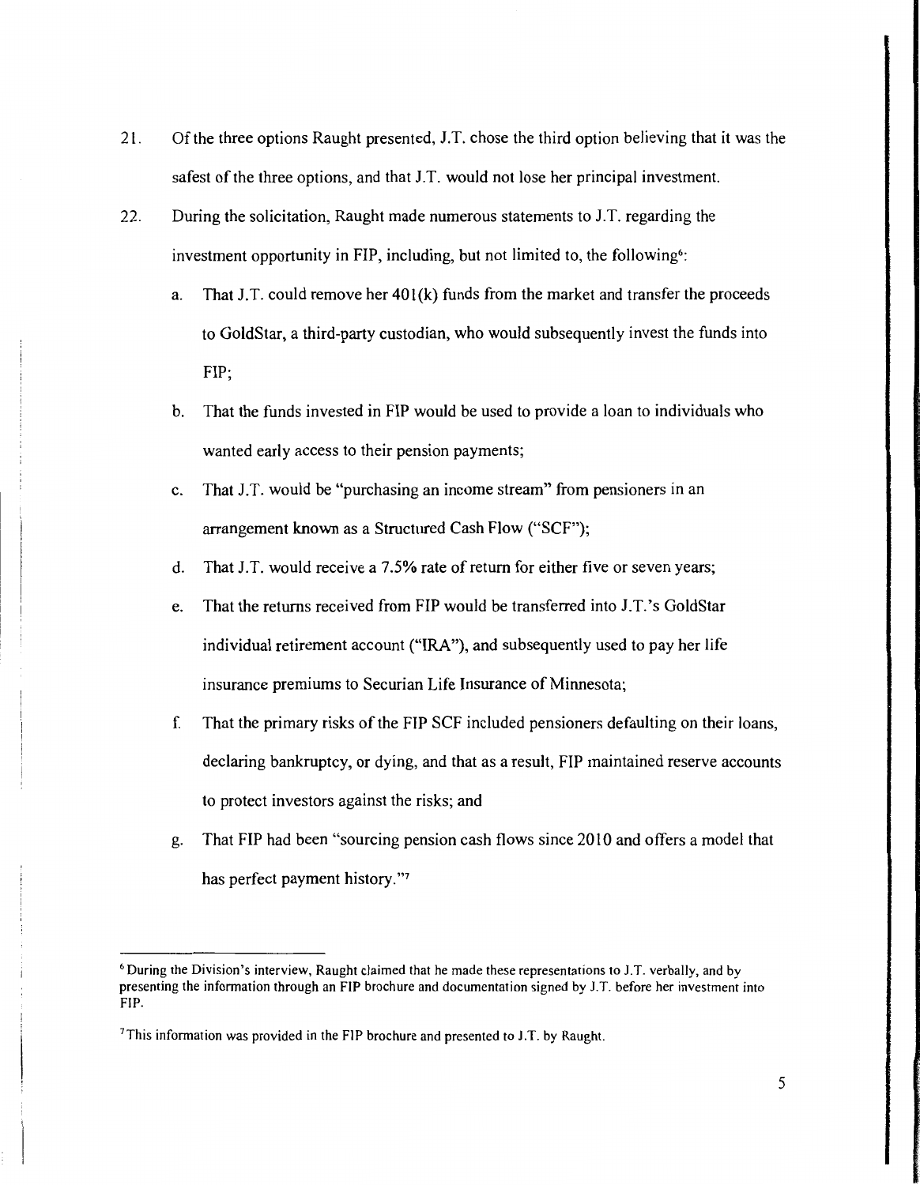21. Of the three options Raught presented, J.T. chose the third option believing that it was the safest of the three options, and that J.T. would not lose her principal investment.

22. During the solicitation, Raught made numerous statements to J.T. regarding the investment opportunity in FIP, including, but not limited to, the following[6]:

    a. That J.T. could remove her 401(k) funds from the market and transfer the proceeds to GoldStar, a third-party custodian, who would subsequently invest the funds into FIP;

    b. That the funds invested in FIP would be used to provide a loan to individuals who wanted early access to their pension payments;

    c. That J.T. would be "purchasing an income stream" from pensioners in an arrangement known as a Structured Cash Flow ("SCF");

    d. That J.T. would receive a 7.5% rate of return for either five or seven years;

    e. That the returns received from FIP would be transferred into J.T.'s GoldStar individual retirement account ("IRA"), and subsequently used to pay her life insurance premiums to Securian Life Insurance of Minnesota;

    f. That the primary risks of the FIP SCF included pensioners defaulting on their loans, declaring bankruptcy, or dying, and that as a result, FIP maintained reserve accounts to protect investors against the risks; and

    g. That FIP had been "sourcing pension cash flows since 2010 and offers a model that has perfect payment history."[7]

---

[6] During the Division's interview, Raught claimed that he made these representations to J.T. verbally, and by presenting the information through an FIP brochure and documentation signed by J.T. before her investment into FIP.

[7] This information was provided in the FIP brochure and presented to J.T. by Raught.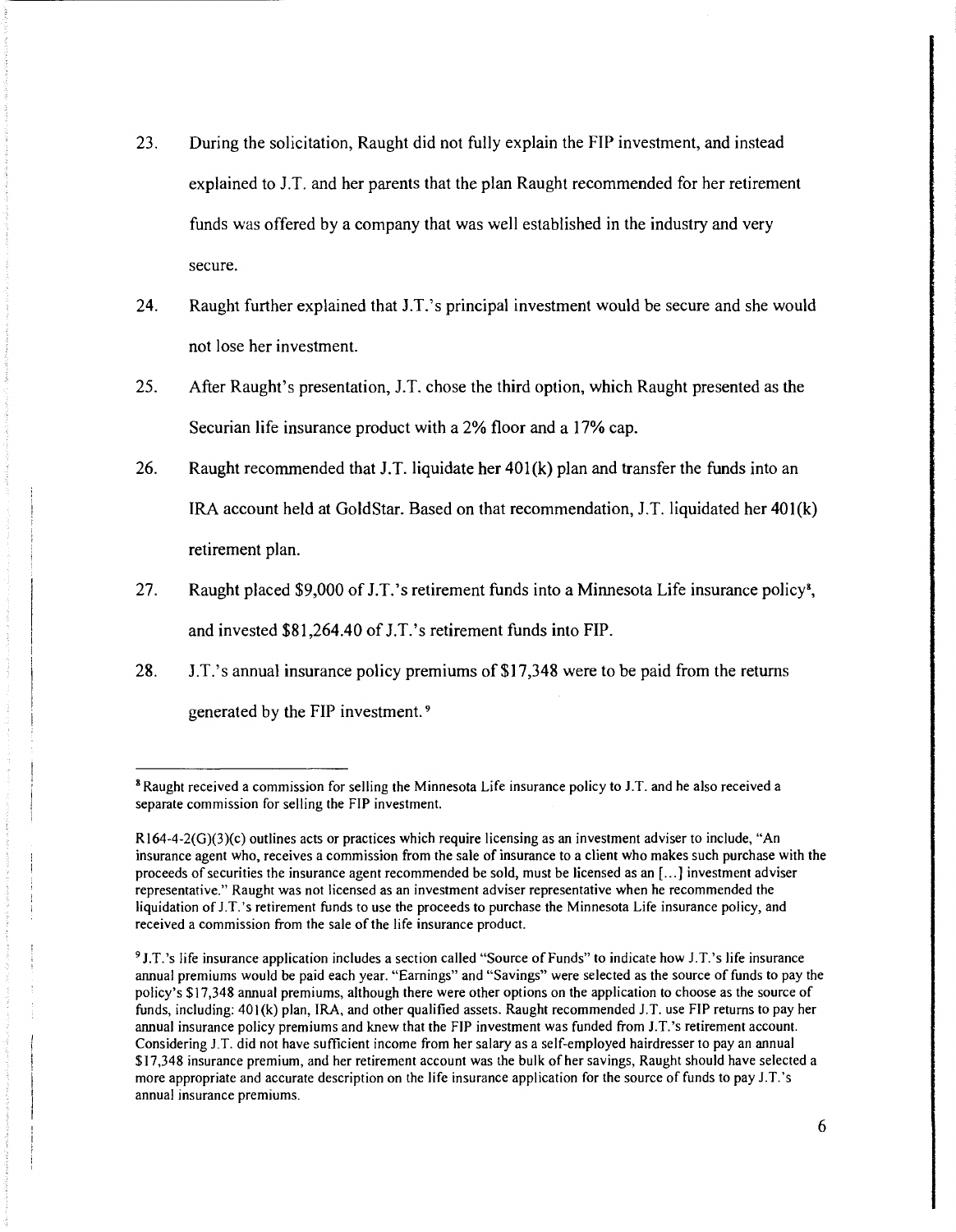23. During the solicitation, Raught did not fully explain the FIP investment, and instead explained to J.T. and her parents that the plan Raught recommended for her retirement funds was offered by a company that was well established in the industry and very secure.

24. Raught further explained that J.T.'s principal investment would be secure and she would not lose her investment.

25. After Raught's presentation, J.T. chose the third option, which Raught presented as the Securian life insurance product with a 2% floor and a 17% cap.

26. Raught recommended that J.T. liquidate her 401(k) plan and transfer the funds into an IRA account held at GoldStar. Based on that recommendation, J.T. liquidated her 401(k) retirement plan.

27. Raught placed $9,000 of J.T.'s retirement funds into a Minnesota Life insurance policy[8], and invested $81,264.40 of J.T.'s retirement funds into FIP.

28. J.T.'s annual insurance policy premiums of $17,348 were to be paid from the returns generated by the FIP investment.[9]

---

[8] Raught received a commission for selling the Minnesota Life insurance policy to J.T. and he also received a separate commission for selling the FIP investment.

R164-4-2(G)(3)(c) outlines acts or practices which require licensing as an investment adviser to include, "An insurance agent who, receives a commission from the sale of insurance to a client who makes such purchase with the proceeds of securities the insurance agent recommended be sold, must be licensed as an [...] investment adviser representative." Raught was not licensed as an investment adviser representative when he recommended the liquidation of J.T.'s retirement funds to use the proceeds to purchase the Minnesota Life insurance policy, and received a commission from the sale of the life insurance product.

[9] J.T.'s life insurance application includes a section called "Source of Funds" to indicate how J.T.'s life insurance annual premiums would be paid each year. "Earnings" and "Savings" were selected as the source of funds to pay the policy's $17,348 annual premiums, although there were other options on the application to choose as the source of funds, including: 401(k) plan, IRA, and other qualified assets. Raught recommended J.T. use FIP returns to pay her annual insurance policy premiums and knew that the FIP investment was funded from J.T.'s retirement account. Considering J.T. did not have sufficient income from her salary as a self-employed hairdresser to pay an annual $17,348 insurance premium, and her retirement account was the bulk of her savings, Raught should have selected a more appropriate and accurate description on the life insurance application for the source of funds to pay J.T.'s annual insurance premiums.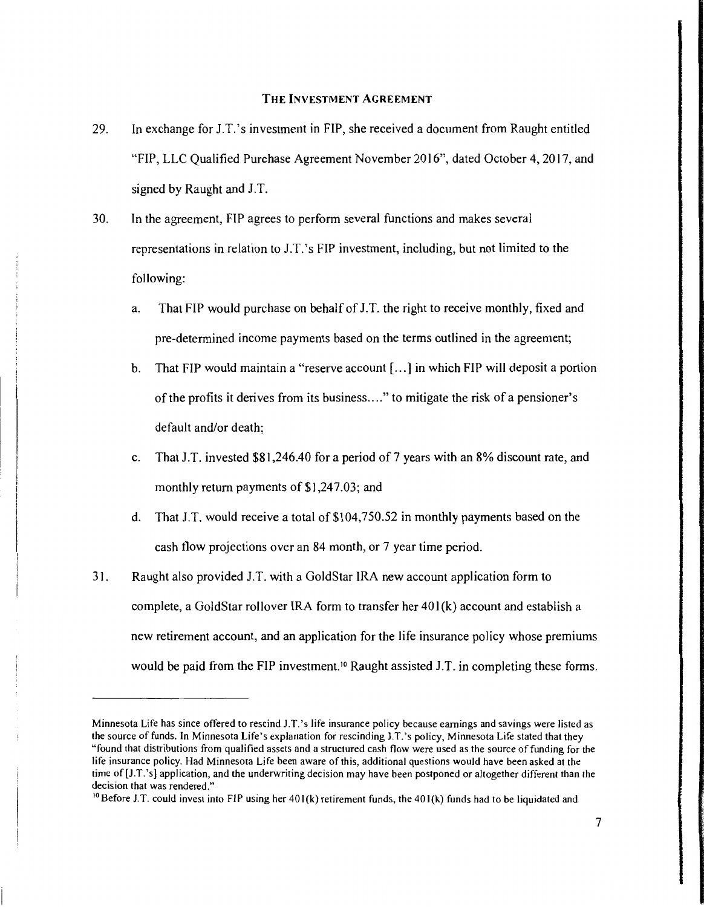## The Investment Agreement

29. In exchange for J.T.'s investment in FIP, she received a document from Raught entitled "FIP, LLC Qualified Purchase Agreement November 2016", dated October 4, 2017, and signed by Raught and J.T.

30. In the agreement, FIP agrees to perform several functions and makes several representations in relation to J.T.'s FIP investment, including, but not limited to the following:

    a. That FIP would purchase on behalf of J.T. the right to receive monthly, fixed and pre-determined income payments based on the terms outlined in the agreement;

    b. That FIP would maintain a "reserve account [...] in which FIP will deposit a portion of the profits it derives from its business...." to mitigate the risk of a pensioner's default and/or death;

    c. That J.T. invested $81,246.40 for a period of 7 years with an 8% discount rate, and monthly return payments of $1,247.03; and

    d. That J.T. would receive a total of $104,750.52 in monthly payments based on the cash flow projections over an 84 month, or 7 year time period.

31. Raught also provided J.T. with a GoldStar IRA new account application form to complete, a GoldStar rollover IRA form to transfer her 401(k) account and establish a new retirement account, and an application for the life insurance policy whose premiums would be paid from the FIP investment.[10] Raught assisted J.T. in completing these forms.

---

Minnesota Life has since offered to rescind J.T.'s life insurance policy because earnings and savings were listed as the source of funds. In Minnesota Life's explanation for rescinding J.T.'s policy, Minnesota Life stated that they "found that distributions from qualified assets and a structured cash flow were used as the source of funding for the life insurance policy. Had Minnesota Life been aware of this, additional questions would have been asked at the time of [J.T.'s] application, and the underwriting decision may have been postponed or altogether different than the decision that was rendered."

[10] Before J.T. could invest into FIP using her 401(k) retirement funds, the 401(k) funds had to be liquidated and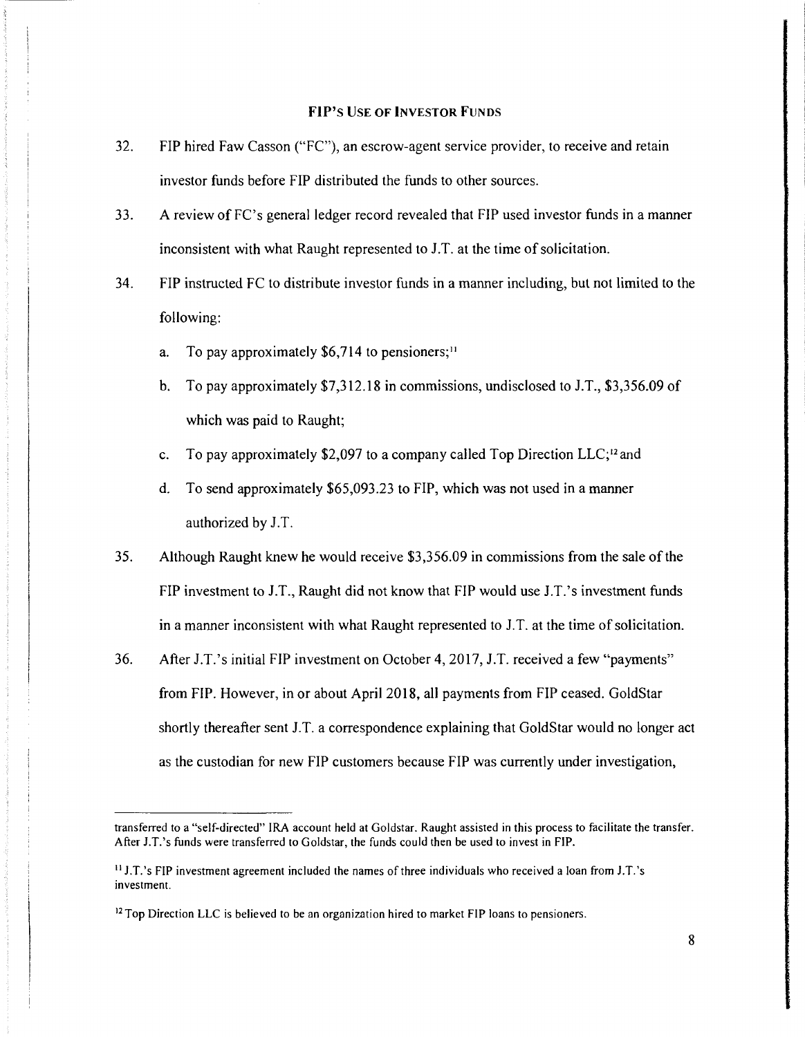## FIP's Use of Investor Funds

32. FIP hired Faw Casson ("FC"), an escrow-agent service provider, to receive and retain investor funds before FIP distributed the funds to other sources.

33. A review of FC's general ledger record revealed that FIP used investor funds in a manner inconsistent with what Raught represented to J.T. at the time of solicitation.

34. FIP instructed FC to distribute investor funds in a manner including, but not limited to the following:

    a. To pay approximately $6,714 to pensioners;[11]

    b. To pay approximately $7,312.18 in commissions, undisclosed to J.T., $3,356.09 of which was paid to Raught;

    c. To pay approximately $2,097 to a company called Top Direction LLC;[12] and

    d. To send approximately $65,093.23 to FIP, which was not used in a manner authorized by J.T.

35. Although Raught knew he would receive $3,356.09 in commissions from the sale of the FIP investment to J.T., Raught did not know that FIP would use J.T.'s investment funds in a manner inconsistent with what Raught represented to J.T. at the time of solicitation.

36. After J.T.'s initial FIP investment on October 4, 2017, J.T. received a few "payments" from FIP. However, in or about April 2018, all payments from FIP ceased. GoldStar shortly thereafter sent J.T. a correspondence explaining that GoldStar would no longer act as the custodian for new FIP customers because FIP was currently under investigation,

---

transferred to a "self-directed" IRA account held at Goldstar. Raught assisted in this process to facilitate the transfer. After J.T.'s funds were transferred to Goldstar, the funds could then be used to invest in FIP.

[11] J.T.'s FIP investment agreement included the names of three individuals who received a loan from J.T.'s investment.

[12] Top Direction LLC is believed to be an organization hired to market FIP loans to pensioners.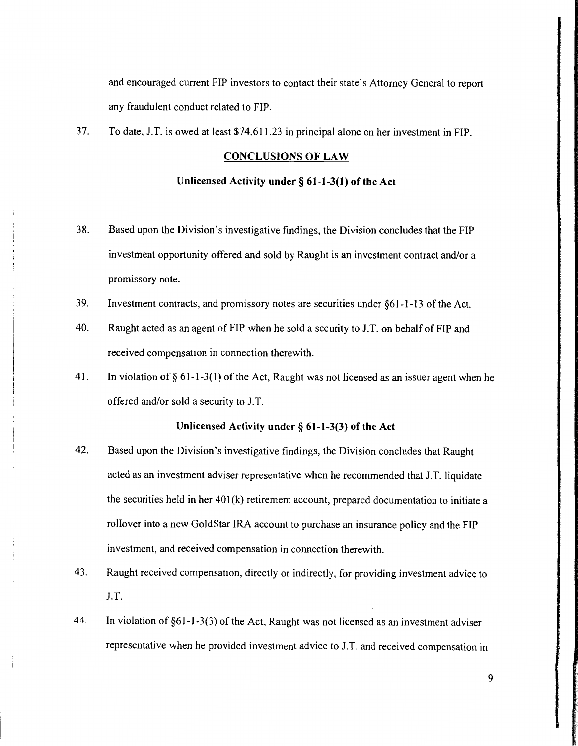and encouraged current FIP investors to contact their state's Attorney General to report any fraudulent conduct related to FIP.

37. To date, J.T. is owed at least $74,611.23 in principal alone on her investment in FIP.

## CONCLUSIONS OF LAW

### Unlicensed Activity under § 61-1-3(1) of the Act

38. Based upon the Division's investigative findings, the Division concludes that the FIP investment opportunity offered and sold by Raught is an investment contract and/or a promissory note.

39. Investment contracts, and promissory notes are securities under §61-1-13 of the Act.

40. Raught acted as an agent of FIP when he sold a security to J.T. on behalf of FIP and received compensation in connection therewith.

41. In violation of § 61-1-3(1) of the Act, Raught was not licensed as an issuer agent when he offered and/or sold a security to J.T.

### Unlicensed Activity under § 61-1-3(3) of the Act

42. Based upon the Division's investigative findings, the Division concludes that Raught acted as an investment adviser representative when he recommended that J.T. liquidate the securities held in her 401(k) retirement account, prepared documentation to initiate a rollover into a new GoldStar IRA account to purchase an insurance policy and the FIP investment, and received compensation in connection therewith.

43. Raught received compensation, directly or indirectly, for providing investment advice to J.T.

44. In violation of §61-1-3(3) of the Act, Raught was not licensed as an investment adviser representative when he provided investment advice to J.T. and received compensation in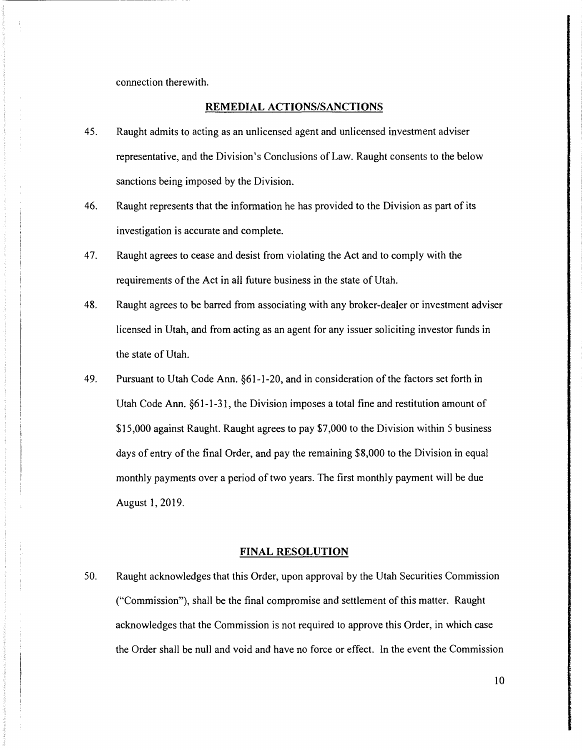connection therewith.

## REMEDIAL ACTIONS/SANCTIONS

45. Raught admits to acting as an unlicensed agent and unlicensed investment adviser representative, and the Division's Conclusions of Law. Raught consents to the below sanctions being imposed by the Division.

46. Raught represents that the information he has provided to the Division as part of its investigation is accurate and complete.

47. Raught agrees to cease and desist from violating the Act and to comply with the requirements of the Act in all future business in the state of Utah.

48. Raught agrees to be barred from associating with any broker-dealer or investment adviser licensed in Utah, and from acting as an agent for any issuer soliciting investor funds in the state of Utah.

49. Pursuant to Utah Code Ann. §61-1-20, and in consideration of the factors set forth in Utah Code Ann. §61-1-31, the Division imposes a total fine and restitution amount of $15,000 against Raught. Raught agrees to pay $7,000 to the Division within 5 business days of entry of the final Order, and pay the remaining $8,000 to the Division in equal monthly payments over a period of two years. The first monthly payment will be due August 1, 2019.

## FINAL RESOLUTION

50. Raught acknowledges that this Order, upon approval by the Utah Securities Commission ("Commission"), shall be the final compromise and settlement of this matter. Raught acknowledges that the Commission is not required to approve this Order, in which case the Order shall be null and void and have no force or effect. In the event the Commission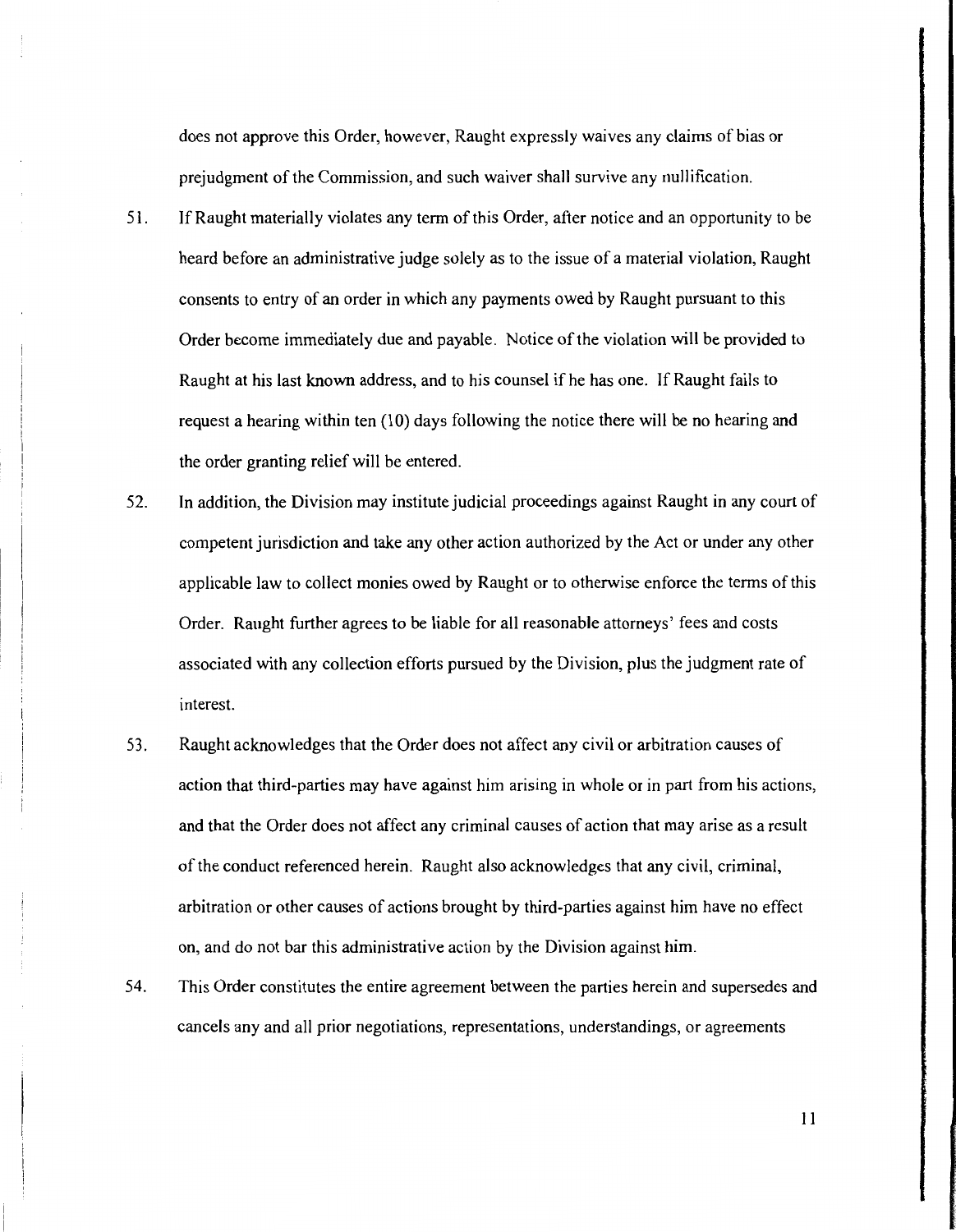does not approve this Order, however, Raught expressly waives any claims of bias or prejudgment of the Commission, and such waiver shall survive any nullification.

51. If Raught materially violates any term of this Order, after notice and an opportunity to be heard before an administrative judge solely as to the issue of a material violation, Raught consents to entry of an order in which any payments owed by Raught pursuant to this Order become immediately due and payable. Notice of the violation will be provided to Raught at his last known address, and to his counsel if he has one. If Raught fails to request a hearing within ten (10) days following the notice there will be no hearing and the order granting relief will be entered.

52. In addition, the Division may institute judicial proceedings against Raught in any court of competent jurisdiction and take any other action authorized by the Act or under any other applicable law to collect monies owed by Raught or to otherwise enforce the terms of this Order. Raught further agrees to be liable for all reasonable attorneys' fees and costs associated with any collection efforts pursued by the Division, plus the judgment rate of interest.

53. Raught acknowledges that the Order does not affect any civil or arbitration causes of action that third-parties may have against him arising in whole or in part from his actions, and that the Order does not affect any criminal causes of action that may arise as a result of the conduct referenced herein. Raught also acknowledges that any civil, criminal, arbitration or other causes of actions brought by third-parties against him have no effect on, and do not bar this administrative action by the Division against him.

54. This Order constitutes the entire agreement between the parties herein and supersedes and cancels any and all prior negotiations, representations, understandings, or agreements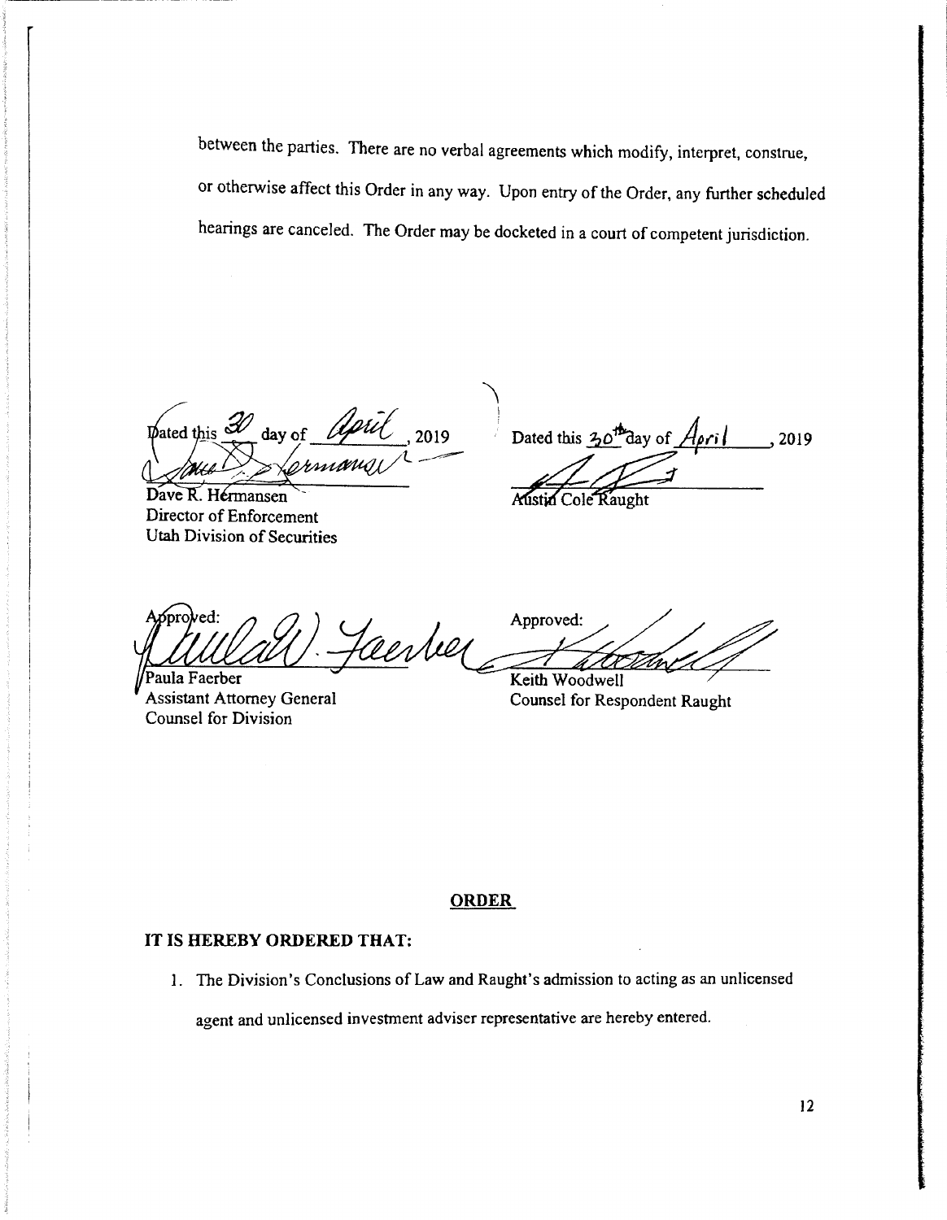between the parties. There are no verbal agreements which modify, interpret, construe, or otherwise affect this Order in any way. Upon entry of the Order, any further scheduled hearings are canceled. The Order may be docketed in a court of competent jurisdiction.

Dated this 30 day of April, 2019

Dave R. Hermansen
Director of Enforcement
Utah Division of Securities

Dated this 30th day of April, 2019

Austin Cole Raught

Approved:

Paula Faerber
Assistant Attorney General
Counsel for Division

Approved:

Keith Woodwell
Counsel for Respondent Raught

## ORDER

**IT IS HEREBY ORDERED THAT:**

1. The Division's Conclusions of Law and Raught's admission to acting as an unlicensed agent and unlicensed investment adviser representative are hereby entered.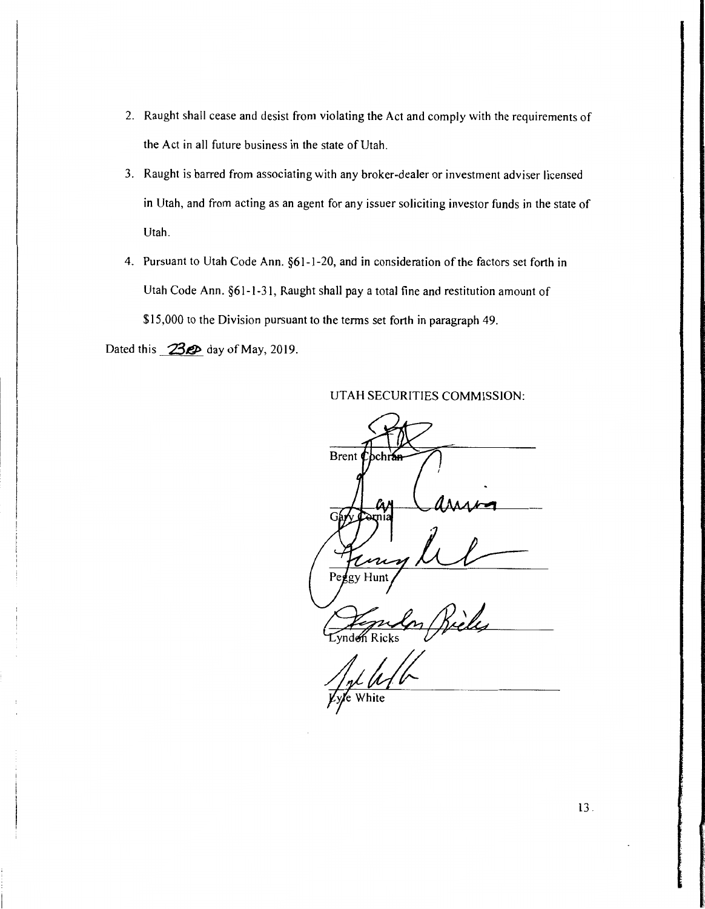2. Raught shall cease and desist from violating the Act and comply with the requirements of the Act in all future business in the state of Utah.
3. Raught is barred from associating with any broker-dealer or investment adviser licensed in Utah, and from acting as an agent for any issuer soliciting investor funds in the state of Utah.
4. Pursuant to Utah Code Ann. §61-1-20, and in consideration of the factors set forth in Utah Code Ann. §61-1-31, Raught shall pay a total fine and restitution amount of $15,000 to the Division pursuant to the terms set forth in paragraph 49.

Dated this 23rd day of May, 2019.

UTAH SECURITIES COMMISSION:

Brent Cochran

Gary Cornia

Peggy Hunt

Lyndon Ricks

Lyle White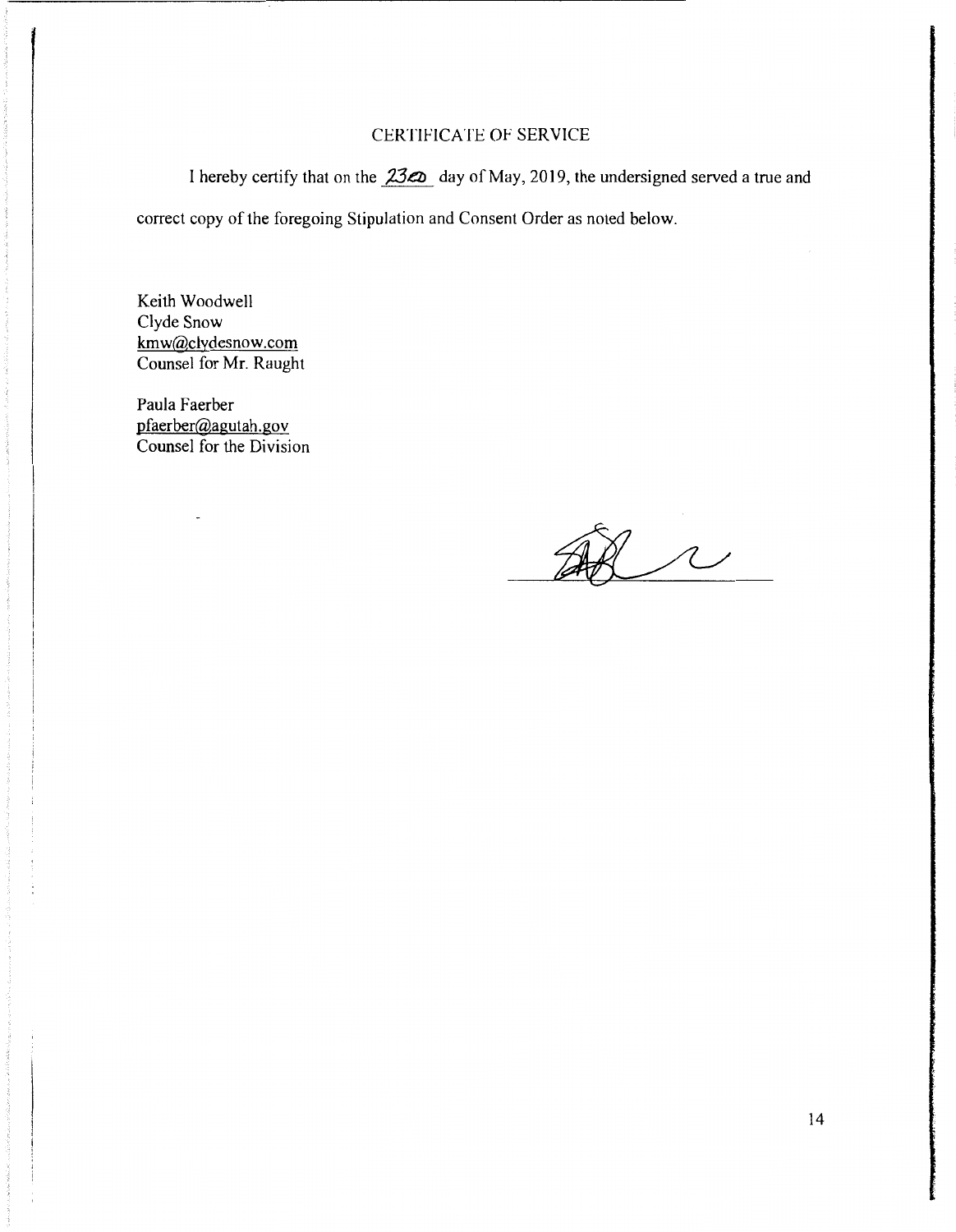## CERTIFICATE OF SERVICE

I hereby certify that on the 23rd day of May, 2019, the undersigned served a true and correct copy of the foregoing Stipulation and Consent Order as noted below.

Keith Woodwell
Clyde Snow
kmw@clydesnow.com
Counsel for Mr. Raught

Paula Faerber
pfaerber@agutah.gov
Counsel for the Division

\_\_\_\_\_\_\_\_\_\_\_\_\_\_\_\_\_\_\_\_\_\_\_\_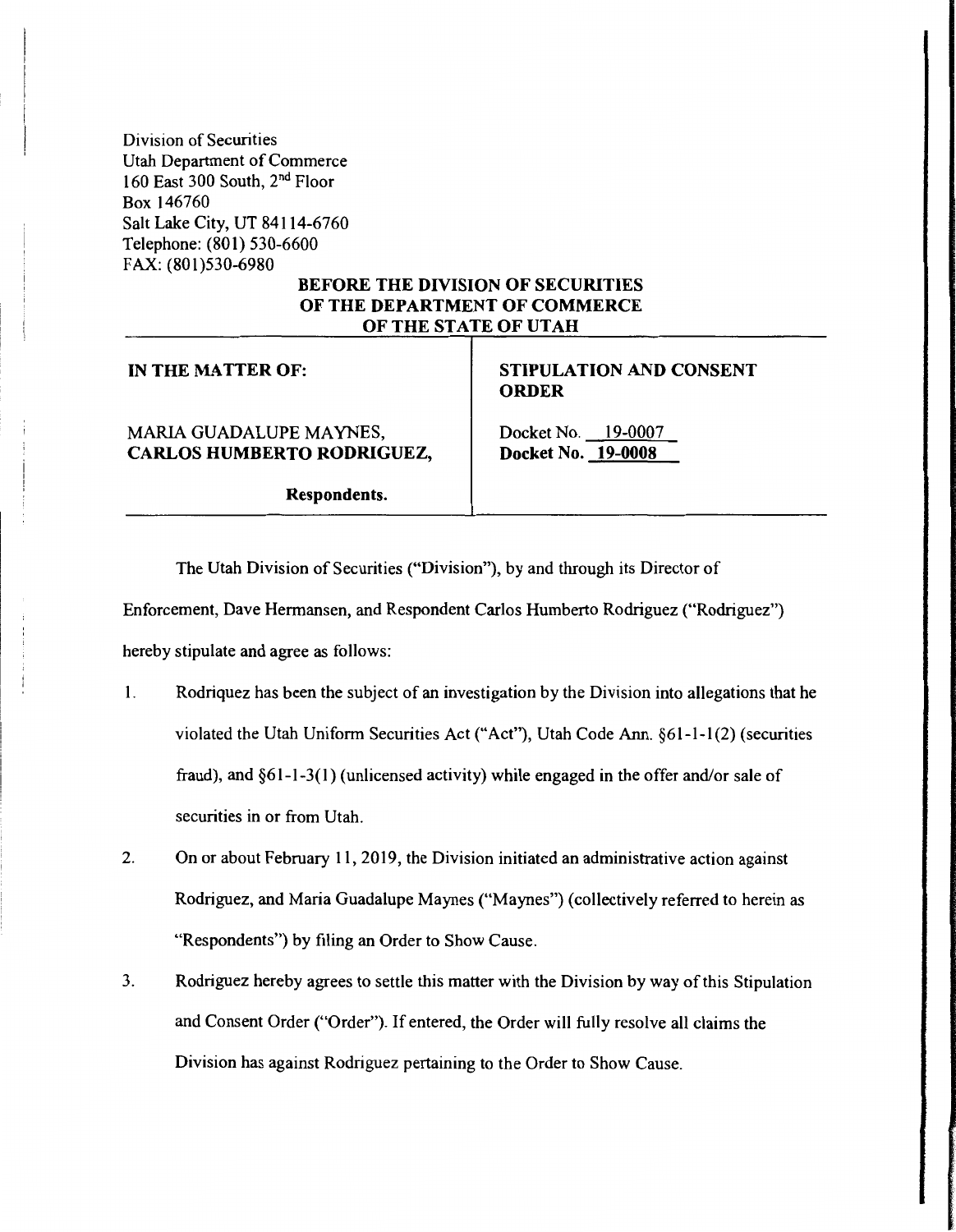Division of Securities
Utah Department of Commerce
160 East 300 South, 2nd Floor
Box 146760
Salt Lake City, UT 84114-6760
Telephone: (801) 530-6600
FAX: (801)530-6980

**BEFORE THE DIVISION OF SECURITIES OF THE DEPARTMENT OF COMMERCE OF THE STATE OF UTAH**

| **IN THE MATTER OF:**<br><br>MARIA GUADALUPE MAYNES,<br>**CARLOS HUMBERTO RODRIGUEZ,**<br><br>**Respondents.** | **STIPULATION AND CONSENT ORDER**<br><br>Docket No. 19-0007<br>**Docket No. 19-0008** |
|---|---|

The Utah Division of Securities ("Division"), by and through its Director of Enforcement, Dave Hermansen, and Respondent Carlos Humberto Rodriguez ("Rodriguez") hereby stipulate and agree as follows:

1. Rodriquez has been the subject of an investigation by the Division into allegations that he violated the Utah Uniform Securities Act ("Act"), Utah Code Ann. §61-1-1(2) (securities fraud), and §61-1-3(1) (unlicensed activity) while engaged in the offer and/or sale of securities in or from Utah.
2. On or about February 11, 2019, the Division initiated an administrative action against Rodriguez, and Maria Guadalupe Maynes ("Maynes") (collectively referred to herein as "Respondents") by filing an Order to Show Cause.
3. Rodriguez hereby agrees to settle this matter with the Division by way of this Stipulation and Consent Order ("Order"). If entered, the Order will fully resolve all claims the Division has against Rodriguez pertaining to the Order to Show Cause.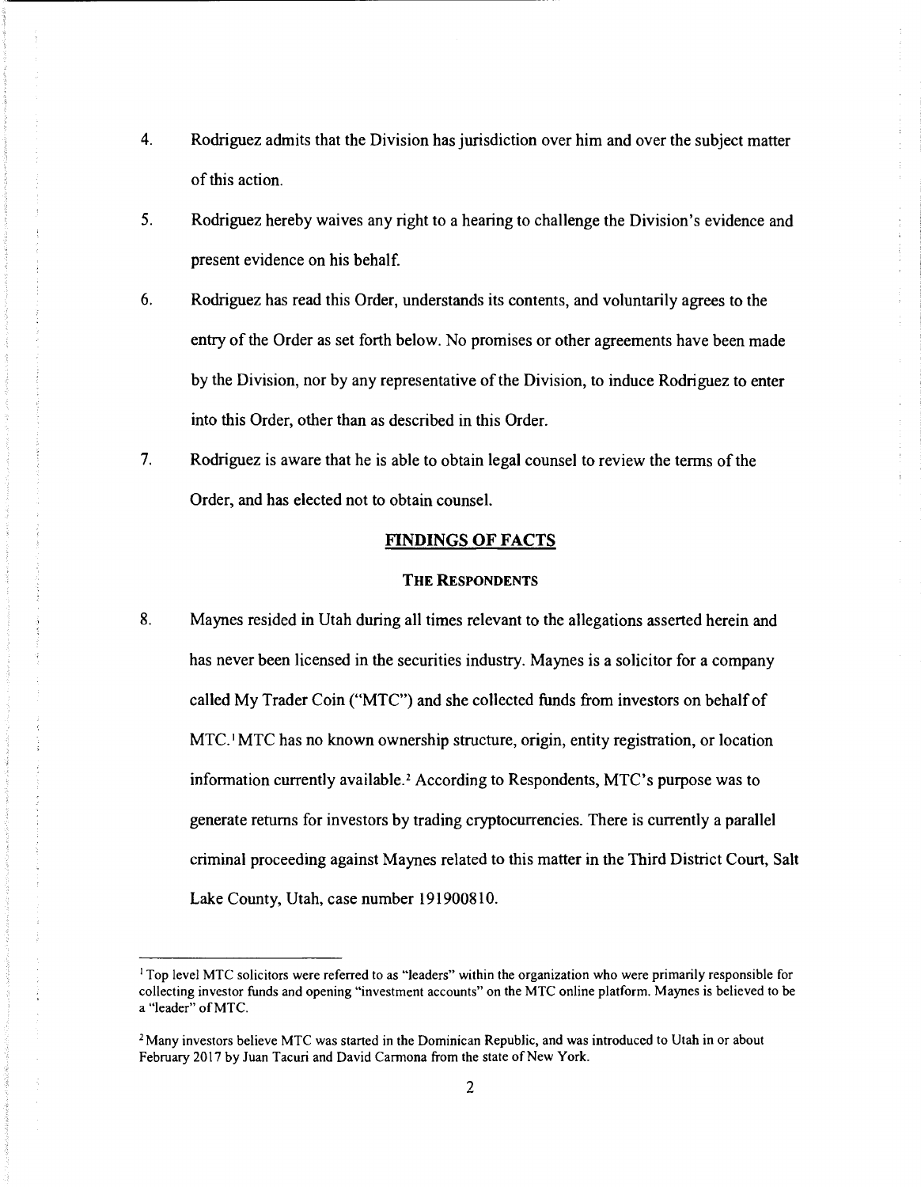4. Rodriguez admits that the Division has jurisdiction over him and over the subject matter of this action.

5. Rodriguez hereby waives any right to a hearing to challenge the Division's evidence and present evidence on his behalf.

6. Rodriguez has read this Order, understands its contents, and voluntarily agrees to the entry of the Order as set forth below. No promises or other agreements have been made by the Division, nor by any representative of the Division, to induce Rodriguez to enter into this Order, other than as described in this Order.

7. Rodriguez is aware that he is able to obtain legal counsel to review the terms of the Order, and has elected not to obtain counsel.

## FINDINGS OF FACTS

### THE RESPONDENTS

8. Maynes resided in Utah during all times relevant to the allegations asserted herein and has never been licensed in the securities industry. Maynes is a solicitor for a company called My Trader Coin ("MTC") and she collected funds from investors on behalf of MTC.[1] MTC has no known ownership structure, origin, entity registration, or location information currently available.[2] According to Respondents, MTC's purpose was to generate returns for investors by trading cryptocurrencies. There is currently a parallel criminal proceeding against Maynes related to this matter in the Third District Court, Salt Lake County, Utah, case number 191900810.

---

[1] Top level MTC solicitors were referred to as "leaders" within the organization who were primarily responsible for collecting investor funds and opening "investment accounts" on the MTC online platform. Maynes is believed to be a "leader" of MTC.

[2] Many investors believe MTC was started in the Dominican Republic, and was introduced to Utah in or about February 2017 by Juan Tacuri and David Carmona from the state of New York.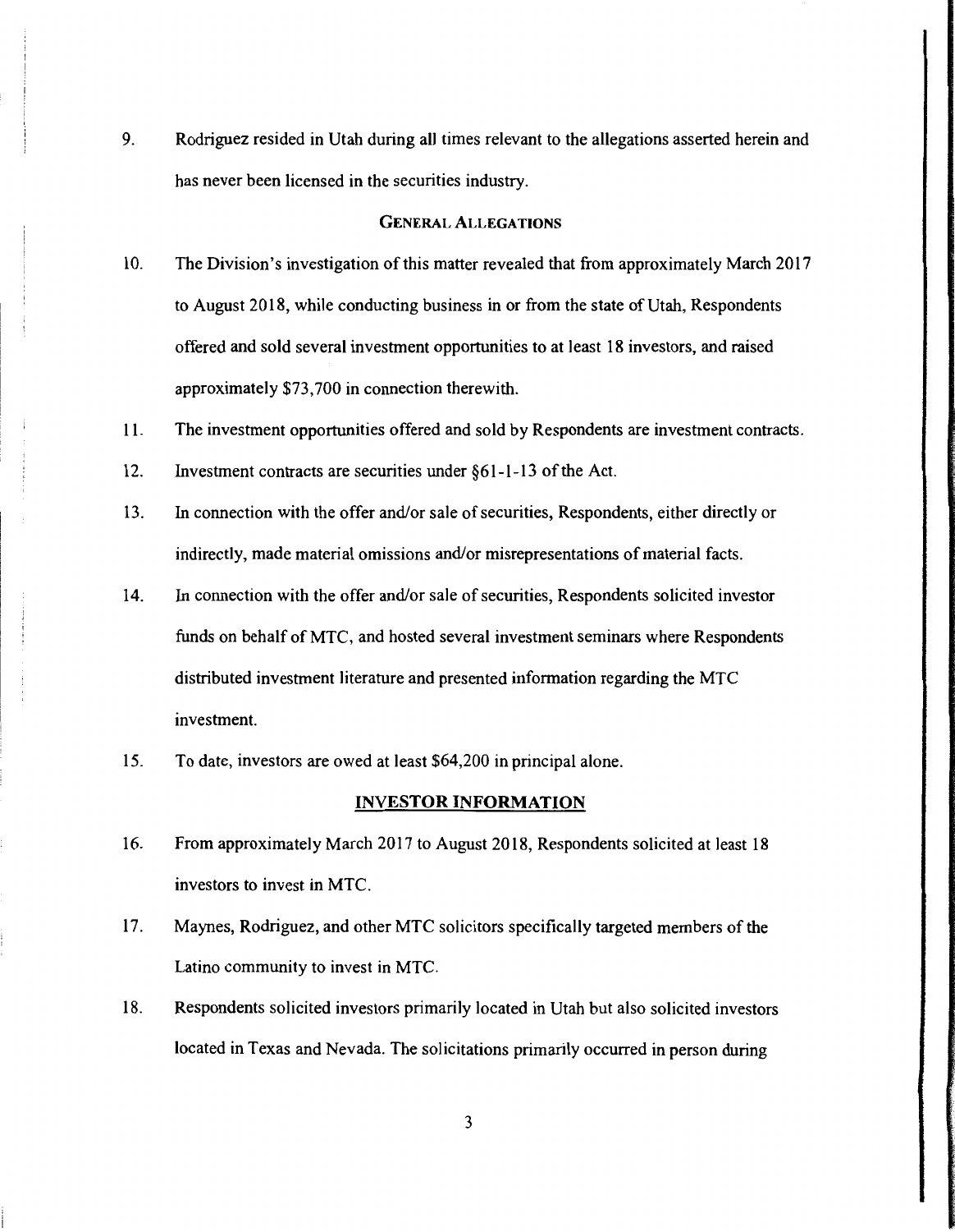9. Rodriguez resided in Utah during all times relevant to the allegations asserted herein and has never been licensed in the securities industry.

### GENERAL ALLEGATIONS

10. The Division's investigation of this matter revealed that from approximately March 2017 to August 2018, while conducting business in or from the state of Utah, Respondents offered and sold several investment opportunities to at least 18 investors, and raised approximately $73,700 in connection therewith.

11. The investment opportunities offered and sold by Respondents are investment contracts.

12. Investment contracts are securities under §61-1-13 of the Act.

13. In connection with the offer and/or sale of securities, Respondents, either directly or indirectly, made material omissions and/or misrepresentations of material facts.

14. In connection with the offer and/or sale of securities, Respondents solicited investor funds on behalf of MTC, and hosted several investment seminars where Respondents distributed investment literature and presented information regarding the MTC investment.

15. To date, investors are owed at least $64,200 in principal alone.

### INVESTOR INFORMATION

16. From approximately March 2017 to August 2018, Respondents solicited at least 18 investors to invest in MTC.

17. Maynes, Rodriguez, and other MTC solicitors specifically targeted members of the Latino community to invest in MTC.

18. Respondents solicited investors primarily located in Utah but also solicited investors located in Texas and Nevada. The solicitations primarily occurred in person during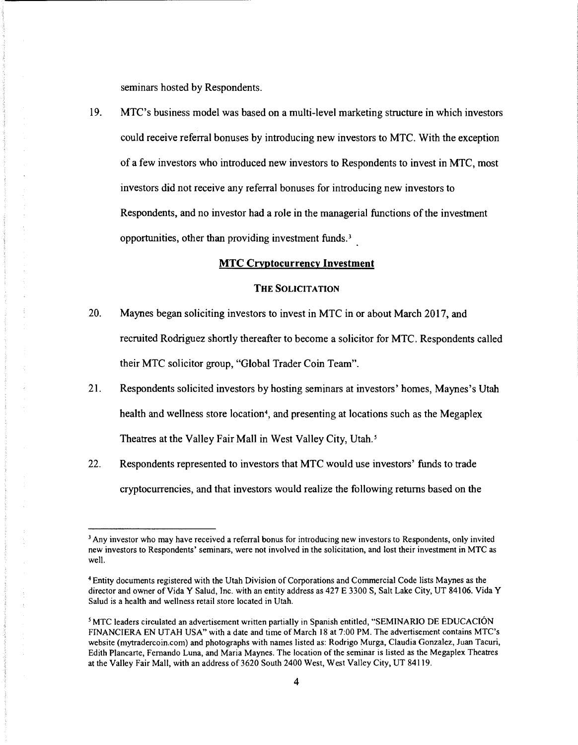seminars hosted by Respondents.

19. MTC's business model was based on a multi-level marketing structure in which investors could receive referral bonuses by introducing new investors to MTC. With the exception of a few investors who introduced new investors to Respondents to invest in MTC, most investors did not receive any referral bonuses for introducing new investors to Respondents, and no investor had a role in the managerial functions of the investment opportunities, other than providing investment funds.[3]

## MTC Cryptocurrency Investment

### The Solicitation

20. Maynes began soliciting investors to invest in MTC in or about March 2017, and recruited Rodriguez shortly thereafter to become a solicitor for MTC. Respondents called their MTC solicitor group, "Global Trader Coin Team".

21. Respondents solicited investors by hosting seminars at investors' homes, Maynes's Utah health and wellness store location[4], and presenting at locations such as the Megaplex Theatres at the Valley Fair Mall in West Valley City, Utah.[5]

22. Respondents represented to investors that MTC would use investors' funds to trade cryptocurrencies, and that investors would realize the following returns based on the

---

[3] Any investor who may have received a referral bonus for introducing new investors to Respondents, only invited new investors to Respondents' seminars, were not involved in the solicitation, and lost their investment in MTC as well.

[4] Entity documents registered with the Utah Division of Corporations and Commercial Code lists Maynes as the director and owner of Vida Y Salud, Inc. with an entity address as 427 E 3300 S, Salt Lake City, UT 84106. Vida Y Salud is a health and wellness retail store located in Utah.

[5] MTC leaders circulated an advertisement written partially in Spanish entitled, "SEMINARIO DE EDUCACIÓN FINANCIERA EN UTAH USA" with a date and time of March 18 at 7:00 PM. The advertisement contains MTC's website (mytradercoin.com) and photographs with names listed as: Rodrigo Murga, Claudia Gonzalez, Juan Tacuri, Edith Plancarte, Fernando Luna, and Maria Maynes. The location of the seminar is listed as the Megaplex Theatres at the Valley Fair Mall, with an address of 3620 South 2400 West, West Valley City, UT 84119.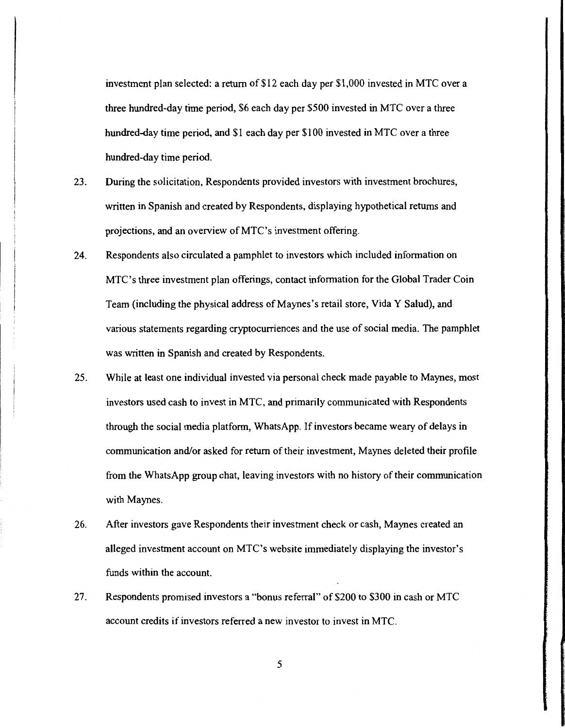investment plan selected: a return of $12 each day per $1,000 invested in MTC over a three hundred-day time period, $6 each day per $500 invested in MTC over a three hundred-day time period, and $1 each day per $100 invested in MTC over a three hundred-day time period.

23. During the solicitation, Respondents provided investors with investment brochures, written in Spanish and created by Respondents, displaying hypothetical returns and projections, and an overview of MTC's investment offering.

24. Respondents also circulated a pamphlet to investors which included information on MTC's three investment plan offerings, contact information for the Global Trader Coin Team (including the physical address of Maynes's retail store, Vida Y Salud), and various statements regarding cryptocurriences and the use of social media. The pamphlet was written in Spanish and created by Respondents.

25. While at least one individual invested via personal check made payable to Maynes, most investors used cash to invest in MTC, and primarily communicated with Respondents through the social media platform, WhatsApp. If investors became weary of delays in communication and/or asked for return of their investment, Maynes deleted their profile from the WhatsApp group chat, leaving investors with no history of their communication with Maynes.

26. After investors gave Respondents their investment check or cash, Maynes created an alleged investment account on MTC's website immediately displaying the investor's funds within the account.

27. Respondents promised investors a "bonus referral" of $200 to $300 in cash or MTC account credits if investors referred a new investor to invest in MTC.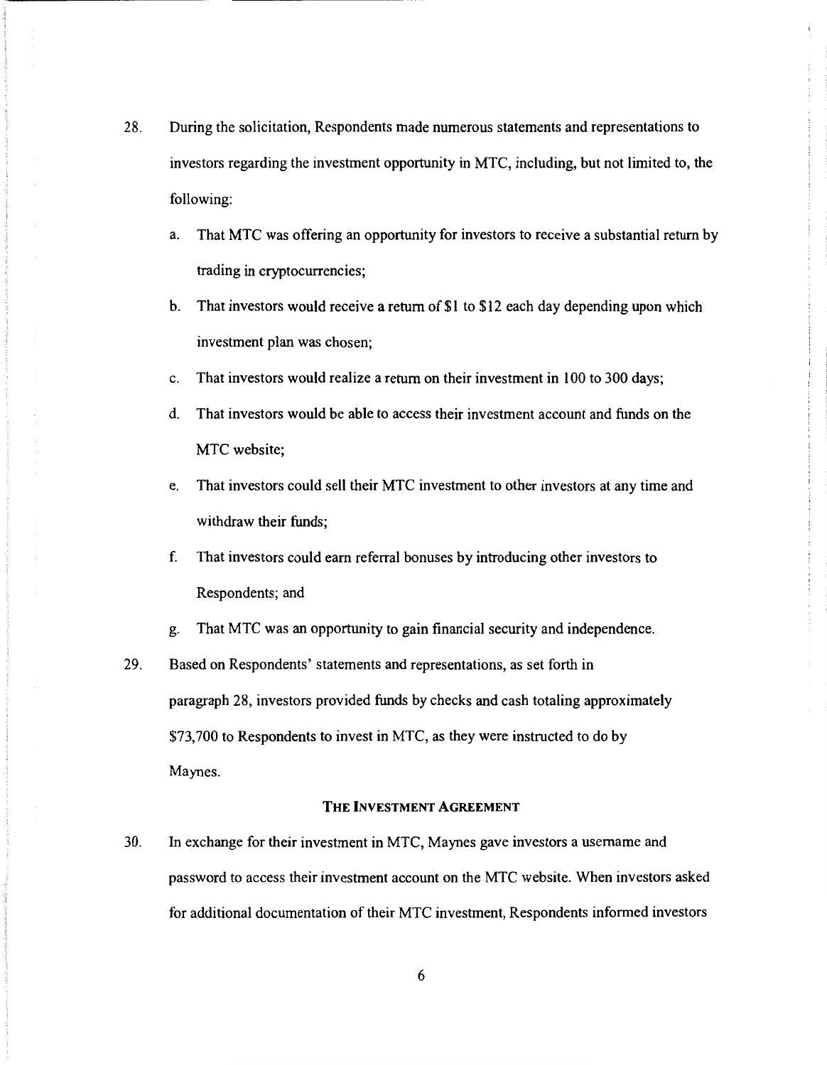28. During the solicitation, Respondents made numerous statements and representations to investors regarding the investment opportunity in MTC, including, but not limited to, the following:

    a. That MTC was offering an opportunity for investors to receive a substantial return by trading in cryptocurrencies;

    b. That investors would receive a return of $1 to $12 each day depending upon which investment plan was chosen;

    c. That investors would realize a return on their investment in 100 to 300 days;

    d. That investors would be able to access their investment account and funds on the MTC website;

    e. That investors could sell their MTC investment to other investors at any time and withdraw their funds;

    f. That investors could earn referral bonuses by introducing other investors to Respondents; and

    g. That MTC was an opportunity to gain financial security and independence.

29. Based on Respondents' statements and representations, as set forth in paragraph 28, investors provided funds by checks and cash totaling approximately $73,700 to Respondents to invest in MTC, as they were instructed to do by Maynes.

### THE INVESTMENT AGREEMENT

30. In exchange for their investment in MTC, Maynes gave investors a username and password to access their investment account on the MTC website. When investors asked for additional documentation of their MTC investment, Respondents informed investors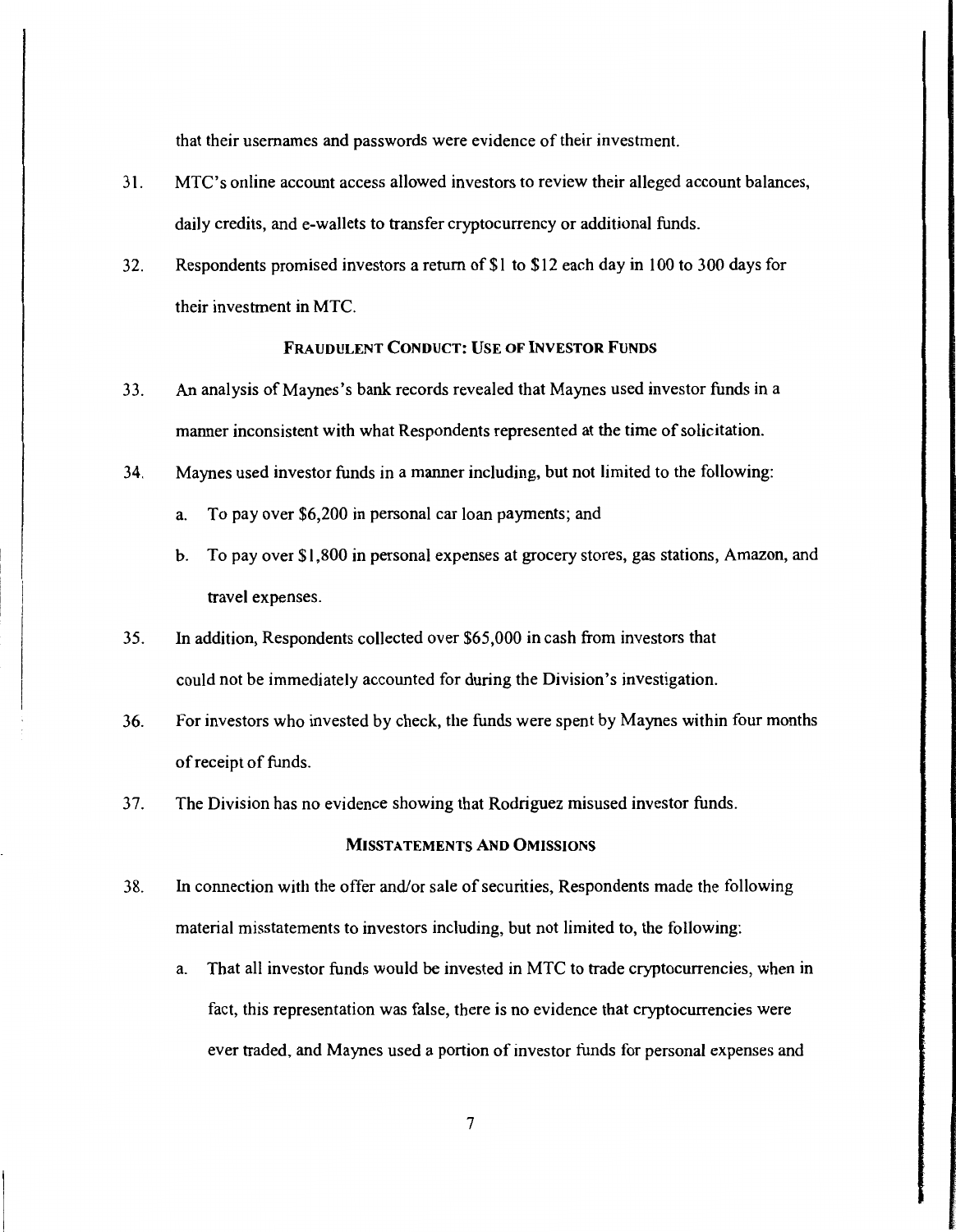that their usernames and passwords were evidence of their investment.

31. MTC's online account access allowed investors to review their alleged account balances, daily credits, and e-wallets to transfer cryptocurrency or additional funds.

32. Respondents promised investors a return of $1 to $12 each day in 100 to 300 days for their investment in MTC.

### FRAUDULENT CONDUCT: USE OF INVESTOR FUNDS

33. An analysis of Maynes's bank records revealed that Maynes used investor funds in a manner inconsistent with what Respondents represented at the time of solicitation.

34. Maynes used investor funds in a manner including, but not limited to the following:

    a. To pay over $6,200 in personal car loan payments; and

    b. To pay over $1,800 in personal expenses at grocery stores, gas stations, Amazon, and travel expenses.

35. In addition, Respondents collected over $65,000 in cash from investors that could not be immediately accounted for during the Division's investigation.

36. For investors who invested by check, the funds were spent by Maynes within four months of receipt of funds.

37. The Division has no evidence showing that Rodriguez misused investor funds.

### MISSTATEMENTS AND OMISSIONS

38. In connection with the offer and/or sale of securities, Respondents made the following material misstatements to investors including, but not limited to, the following:

    a. That all investor funds would be invested in MTC to trade cryptocurrencies, when in fact, this representation was false, there is no evidence that cryptocurrencies were ever traded, and Maynes used a portion of investor funds for personal expenses and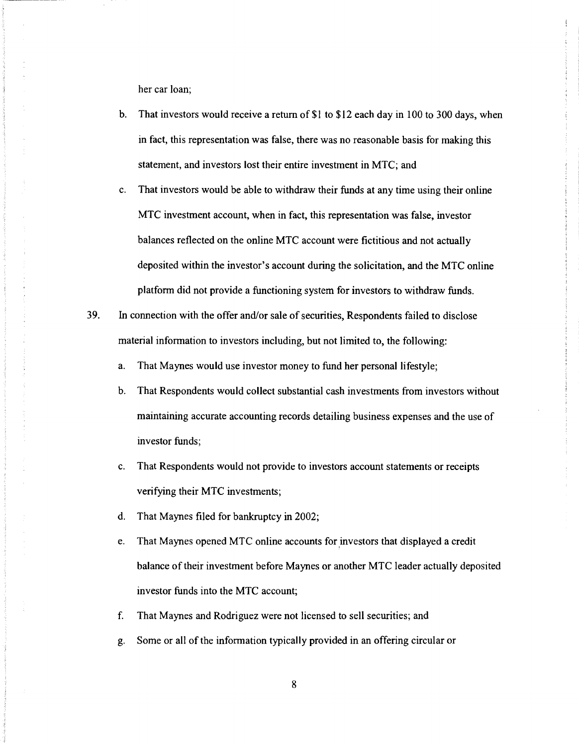her car loan;

b. That investors would receive a return of $1 to $12 each day in 100 to 300 days, when in fact, this representation was false, there was no reasonable basis for making this statement, and investors lost their entire investment in MTC; and

c. That investors would be able to withdraw their funds at any time using their online MTC investment account, when in fact, this representation was false, investor balances reflected on the online MTC account were fictitious and not actually deposited within the investor's account during the solicitation, and the MTC online platform did not provide a functioning system for investors to withdraw funds.

39. In connection with the offer and/or sale of securities, Respondents failed to disclose material information to investors including, but not limited to, the following:

   a. That Maynes would use investor money to fund her personal lifestyle;

   b. That Respondents would collect substantial cash investments from investors without maintaining accurate accounting records detailing business expenses and the use of investor funds;

   c. That Respondents would not provide to investors account statements or receipts verifying their MTC investments;

   d. That Maynes filed for bankruptcy in 2002;

   e. That Maynes opened MTC online accounts for investors that displayed a credit balance of their investment before Maynes or another MTC leader actually deposited investor funds into the MTC account;

   f. That Maynes and Rodriguez were not licensed to sell securities; and

   g. Some or all of the information typically provided in an offering circular or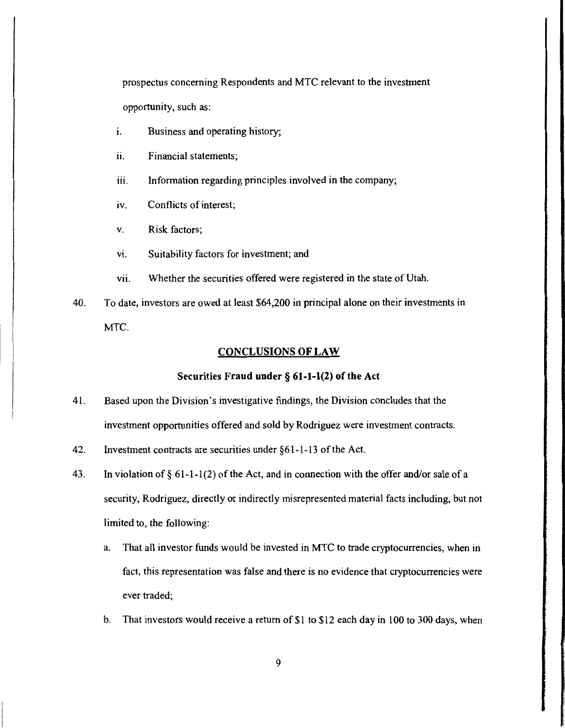prospectus concerning Respondents and MTC relevant to the investment opportunity, such as:

i. Business and operating history;

ii. Financial statements;

iii. Information regarding principles involved in the company;

iv. Conflicts of interest;

v. Risk factors;

vi. Suitability factors for investment; and

vii. Whether the securities offered were registered in the state of Utah.

40. To date, investors are owed at least $64,200 in principal alone on their investments in MTC.

## CONCLUSIONS OF LAW

### Securities Fraud under § 61-1-1(2) of the Act

41. Based upon the Division's investigative findings, the Division concludes that the investment opportunities offered and sold by Rodriguez were investment contracts.

42. Investment contracts are securities under §61-1-13 of the Act.

43. In violation of § 61-1-1(2) of the Act, and in connection with the offer and/or sale of a security, Rodriguez, directly or indirectly misrepresented material facts including, but not limited to, the following:

    a. That all investor funds would be invested in MTC to trade cryptocurrencies, when in fact, this representation was false and there is no evidence that cryptocurrencies were ever traded;

    b. That investors would receive a return of $1 to $12 each day in 100 to 300 days, when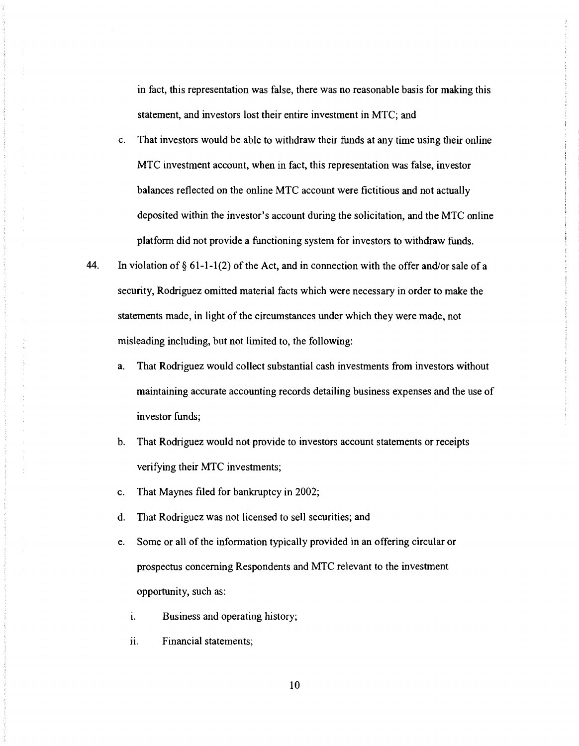in fact, this representation was false, there was no reasonable basis for making this statement, and investors lost their entire investment in MTC; and

c. That investors would be able to withdraw their funds at any time using their online MTC investment account, when in fact, this representation was false, investor balances reflected on the online MTC account were fictitious and not actually deposited within the investor's account during the solicitation, and the MTC online platform did not provide a functioning system for investors to withdraw funds.

44. In violation of § 61-1-1(2) of the Act, and in connection with the offer and/or sale of a security, Rodriguez omitted material facts which were necessary in order to make the statements made, in light of the circumstances under which they were made, not misleading including, but not limited to, the following:

a. That Rodriguez would collect substantial cash investments from investors without maintaining accurate accounting records detailing business expenses and the use of investor funds;

b. That Rodriguez would not provide to investors account statements or receipts verifying their MTC investments;

c. That Maynes filed for bankruptcy in 2002;

d. That Rodriguez was not licensed to sell securities; and

e. Some or all of the information typically provided in an offering circular or prospectus concerning Respondents and MTC relevant to the investment opportunity, such as:

i. Business and operating history;

ii. Financial statements;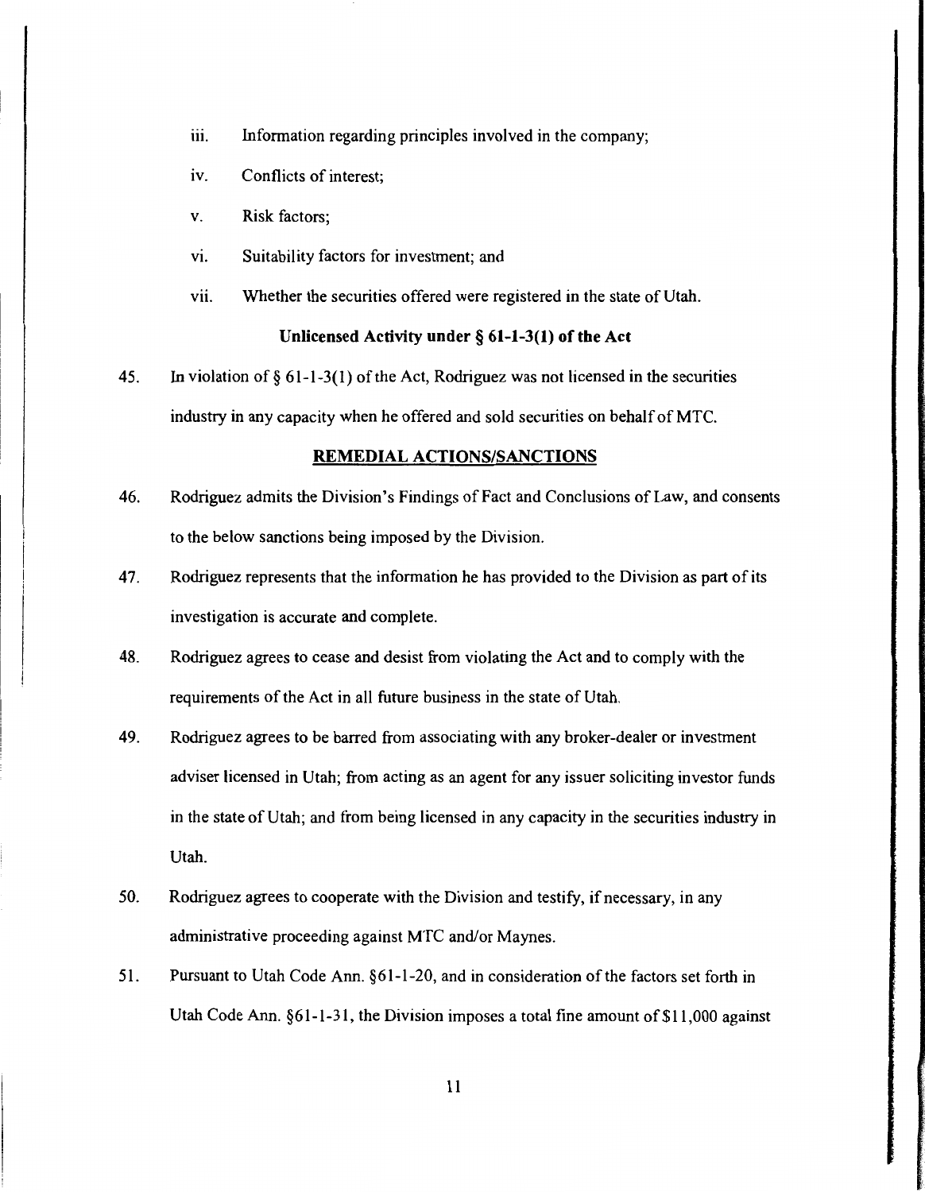iii. Information regarding principles involved in the company;

iv. Conflicts of interest;

v. Risk factors;

vi. Suitability factors for investment; and

vii. Whether the securities offered were registered in the state of Utah.

**Unlicensed Activity under § 61-1-3(1) of the Act**

45. In violation of § 61-1-3(1) of the Act, Rodriguez was not licensed in the securities industry in any capacity when he offered and sold securities on behalf of MTC.

## REMEDIAL ACTIONS/SANCTIONS

46. Rodriguez admits the Division's Findings of Fact and Conclusions of Law, and consents to the below sanctions being imposed by the Division.

47. Rodriguez represents that the information he has provided to the Division as part of its investigation is accurate and complete.

48. Rodriguez agrees to cease and desist from violating the Act and to comply with the requirements of the Act in all future business in the state of Utah.

49. Rodriguez agrees to be barred from associating with any broker-dealer or investment adviser licensed in Utah; from acting as an agent for any issuer soliciting investor funds in the state of Utah; and from being licensed in any capacity in the securities industry in Utah.

50. Rodriguez agrees to cooperate with the Division and testify, if necessary, in any administrative proceeding against MTC and/or Maynes.

51. Pursuant to Utah Code Ann. §61-1-20, and in consideration of the factors set forth in Utah Code Ann. §61-1-31, the Division imposes a total fine amount of $11,000 against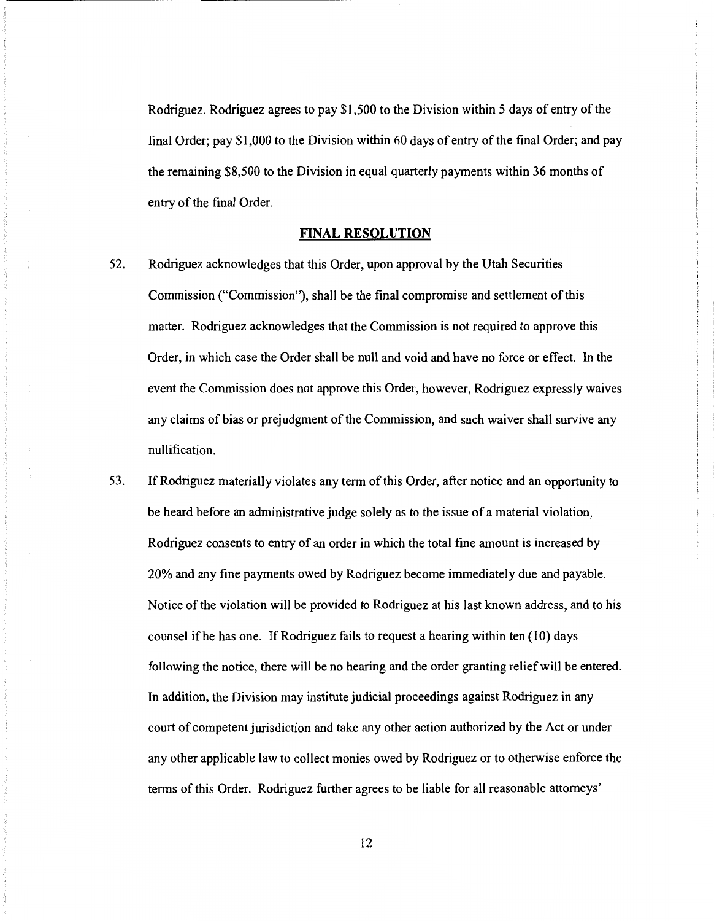Rodriguez. Rodriguez agrees to pay $1,500 to the Division within 5 days of entry of the final Order; pay $1,000 to the Division within 60 days of entry of the final Order; and pay the remaining $8,500 to the Division in equal quarterly payments within 36 months of entry of the final Order.

## FINAL RESOLUTION

52. Rodriguez acknowledges that this Order, upon approval by the Utah Securities Commission ("Commission"), shall be the final compromise and settlement of this matter. Rodriguez acknowledges that the Commission is not required to approve this Order, in which case the Order shall be null and void and have no force or effect. In the event the Commission does not approve this Order, however, Rodriguez expressly waives any claims of bias or prejudgment of the Commission, and such waiver shall survive any nullification.

53. If Rodriguez materially violates any term of this Order, after notice and an opportunity to be heard before an administrative judge solely as to the issue of a material violation, Rodriguez consents to entry of an order in which the total fine amount is increased by 20% and any fine payments owed by Rodriguez become immediately due and payable. Notice of the violation will be provided to Rodriguez at his last known address, and to his counsel if he has one. If Rodriguez fails to request a hearing within ten (10) days following the notice, there will be no hearing and the order granting relief will be entered. In addition, the Division may institute judicial proceedings against Rodriguez in any court of competent jurisdiction and take any other action authorized by the Act or under any other applicable law to collect monies owed by Rodriguez or to otherwise enforce the terms of this Order. Rodriguez further agrees to be liable for all reasonable attorneys'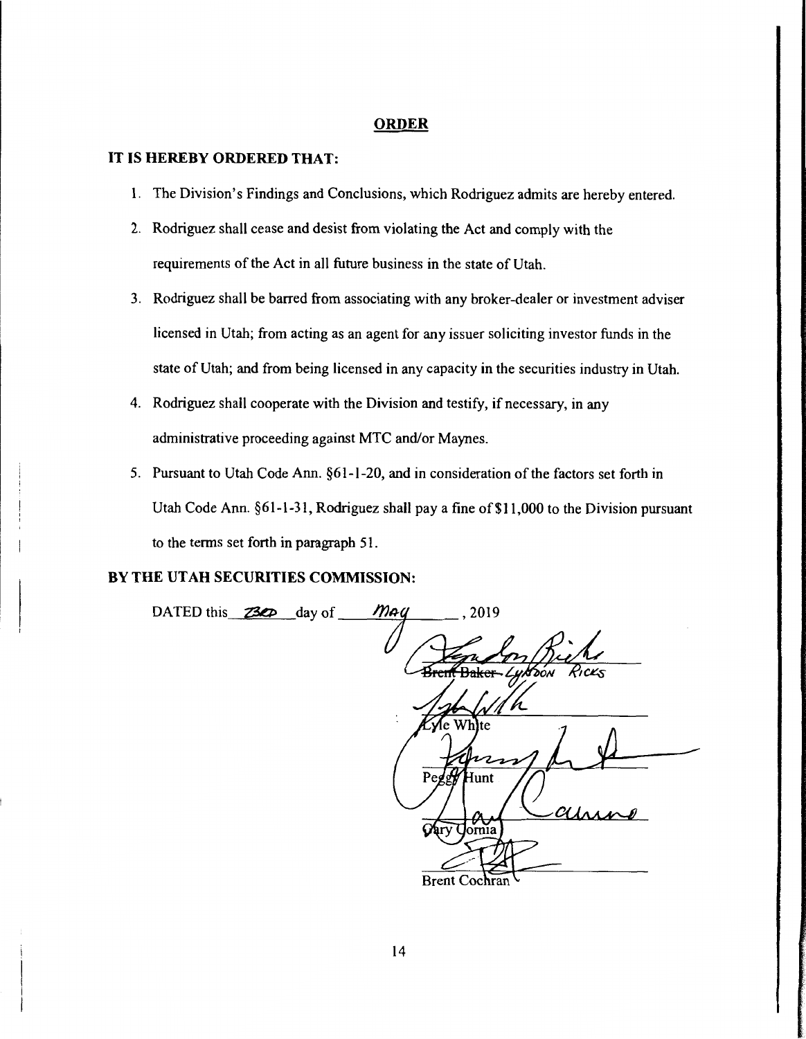## ORDER

**IT IS HEREBY ORDERED THAT:**

1. The Division's Findings and Conclusions, which Rodriguez admits are hereby entered.
2. Rodriguez shall cease and desist from violating the Act and comply with the requirements of the Act in all future business in the state of Utah.
3. Rodriguez shall be barred from associating with any broker-dealer or investment adviser licensed in Utah; from acting as an agent for any issuer soliciting investor funds in the state of Utah; and from being licensed in any capacity in the securities industry in Utah.
4. Rodriguez shall cooperate with the Division and testify, if necessary, in any administrative proceeding against MTC and/or Maynes.
5. Pursuant to Utah Code Ann. §61-1-20, and in consideration of the factors set forth in Utah Code Ann. §61-1-31, Rodriguez shall pay a fine of $11,000 to the Division pursuant to the terms set forth in paragraph 51.

**BY THE UTAH SECURITIES COMMISSION:**

DATED this 23RD day of May, 2019

~~Brent Baker~~ LYNDON RICKS

Lyle White

Peggy Hunt

Gary Cornia

Brent Cochran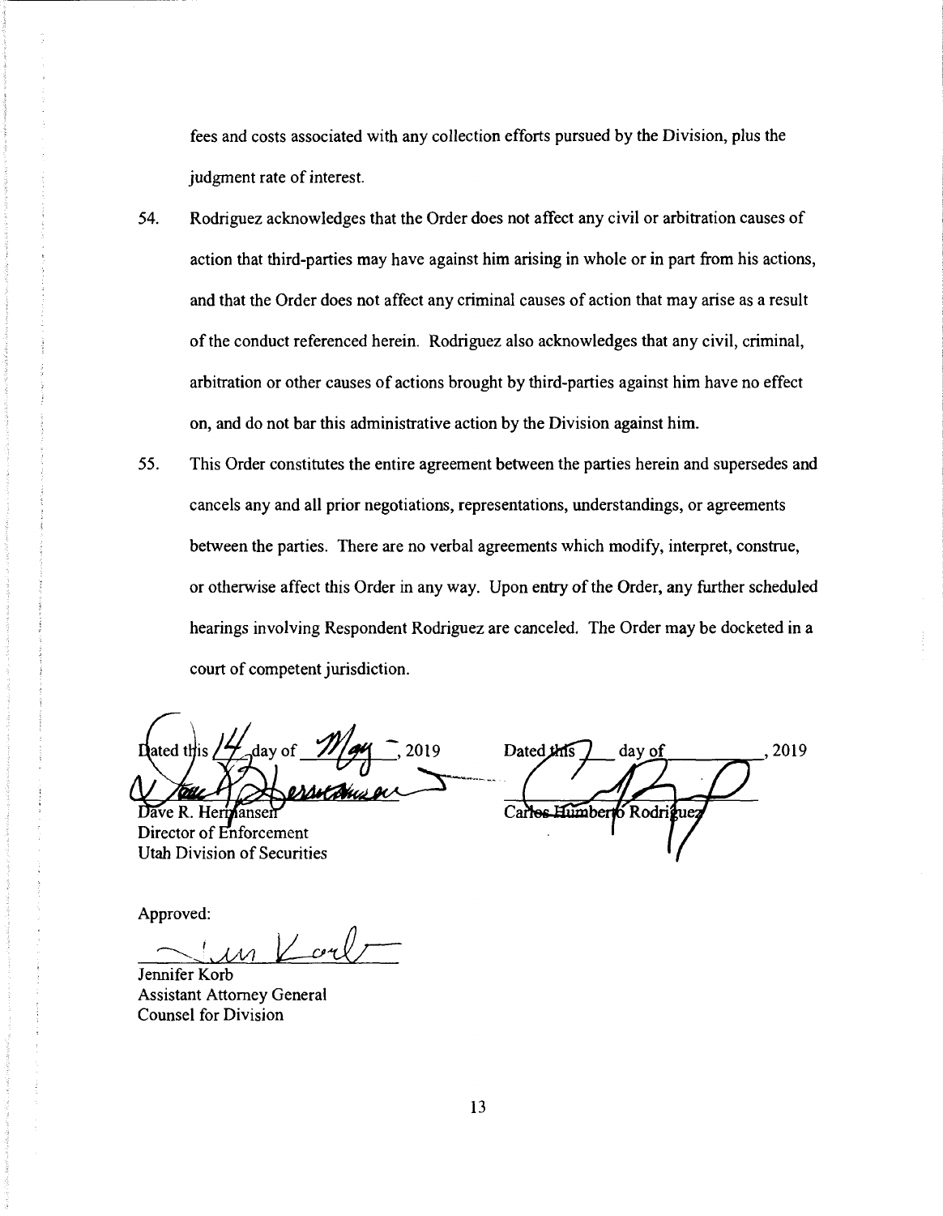fees and costs associated with any collection efforts pursued by the Division, plus the judgment rate of interest.

54. Rodriguez acknowledges that the Order does not affect any civil or arbitration causes of action that third-parties may have against him arising in whole or in part from his actions, and that the Order does not affect any criminal causes of action that may arise as a result of the conduct referenced herein. Rodriguez also acknowledges that any civil, criminal, arbitration or other causes of actions brought by third-parties against him have no effect on, and do not bar this administrative action by the Division against him.

55. This Order constitutes the entire agreement between the parties herein and supersedes and cancels any and all prior negotiations, representations, understandings, or agreements between the parties. There are no verbal agreements which modify, interpret, construe, or otherwise affect this Order in any way. Upon entry of the Order, any further scheduled hearings involving Respondent Rodriguez are canceled. The Order may be docketed in a court of competent jurisdiction.

Dated this 14 day of May, 2019

Dave R. Hermansen
Director of Enforcement
Utah Division of Securities

Dated this 7 day of ________, 2019

Carlos Humberto Rodriguez

Approved:

Jennifer Korb
Assistant Attorney General
Counsel for Division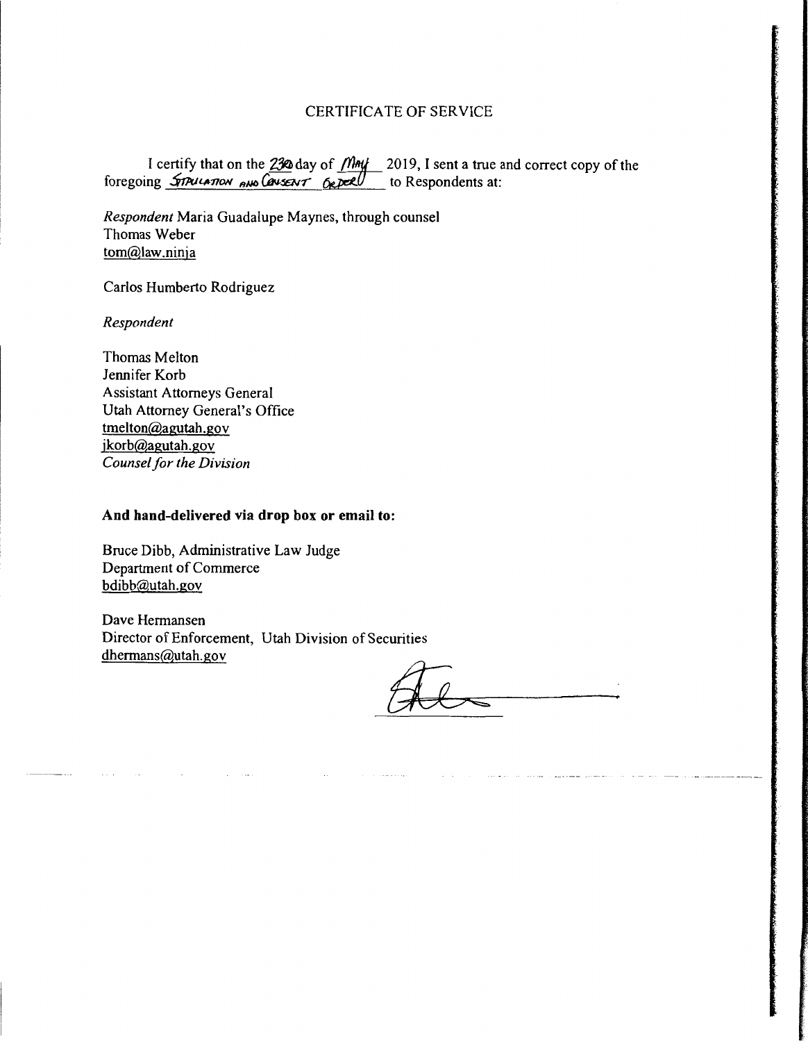# CERTIFICATE OF SERVICE

I certify that on the 23rd day of May 2019, I sent a true and correct copy of the foregoing Stipulation and Consent Order to Respondents at:

*Respondent* Maria Guadalupe Maynes, through counsel
Thomas Weber
tom@law.ninja

Carlos Humberto Rodriguez

*Respondent*

Thomas Melton
Jennifer Korb
Assistant Attorneys General
Utah Attorney General's Office
tmelton@agutah.gov
jkorb@agutah.gov
*Counsel for the Division*

**And hand-delivered via drop box or email to:**

Bruce Dibb, Administrative Law Judge
Department of Commerce
bdibb@utah.gov

Dave Hermansen
Director of Enforcement, Utah Division of Securities
dhermans@utah.gov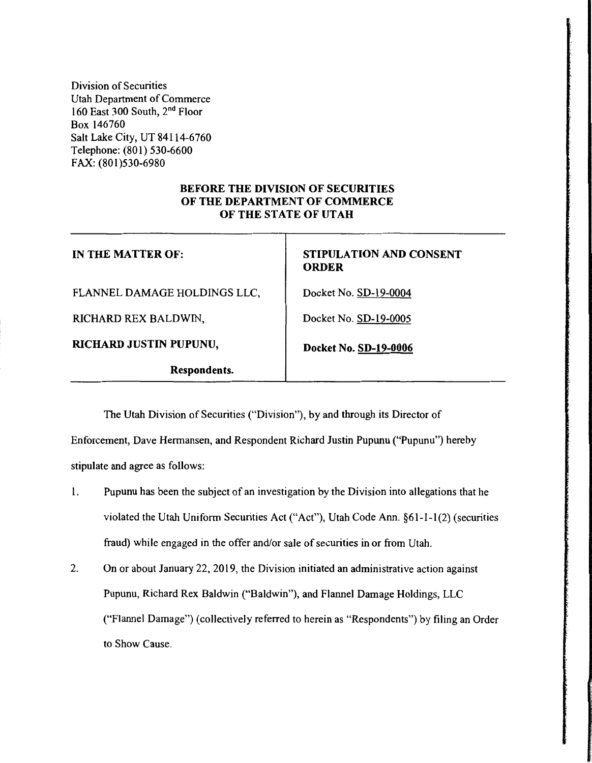Division of Securities
Utah Department of Commerce
160 East 300 South, 2nd Floor
Box 146760
Salt Lake City, UT 84114-6760
Telephone: (801) 530-6600
FAX: (801)530-6980

**BEFORE THE DIVISION OF SECURITIES**
**OF THE DEPARTMENT OF COMMERCE**
**OF THE STATE OF UTAH**

| IN THE MATTER OF: | STIPULATION AND CONSENT ORDER |
|---|---|
| FLANNEL DAMAGE HOLDINGS LLC, | Docket No. SD-19-0004 |
| RICHARD REX BALDWIN, | Docket No. SD-19-0005 |
| **RICHARD JUSTIN PUPUNU,** | **Docket No. SD-19-0006** |
| **Respondents.** | |

The Utah Division of Securities ("Division"), by and through its Director of Enforcement, Dave Hermansen, and Respondent Richard Justin Pupunu ("Pupunu") hereby stipulate and agree as follows:

1. Pupunu has been the subject of an investigation by the Division into allegations that he violated the Utah Uniform Securities Act ("Act"), Utah Code Ann. §61-1-1(2) (securities fraud) while engaged in the offer and/or sale of securities in or from Utah.

2. On or about January 22, 2019, the Division initiated an administrative action against Pupunu, Richard Rex Baldwin ("Baldwin"), and Flannel Damage Holdings, LLC ("Flannel Damage") (collectively referred to herein as "Respondents") by filing an Order to Show Cause.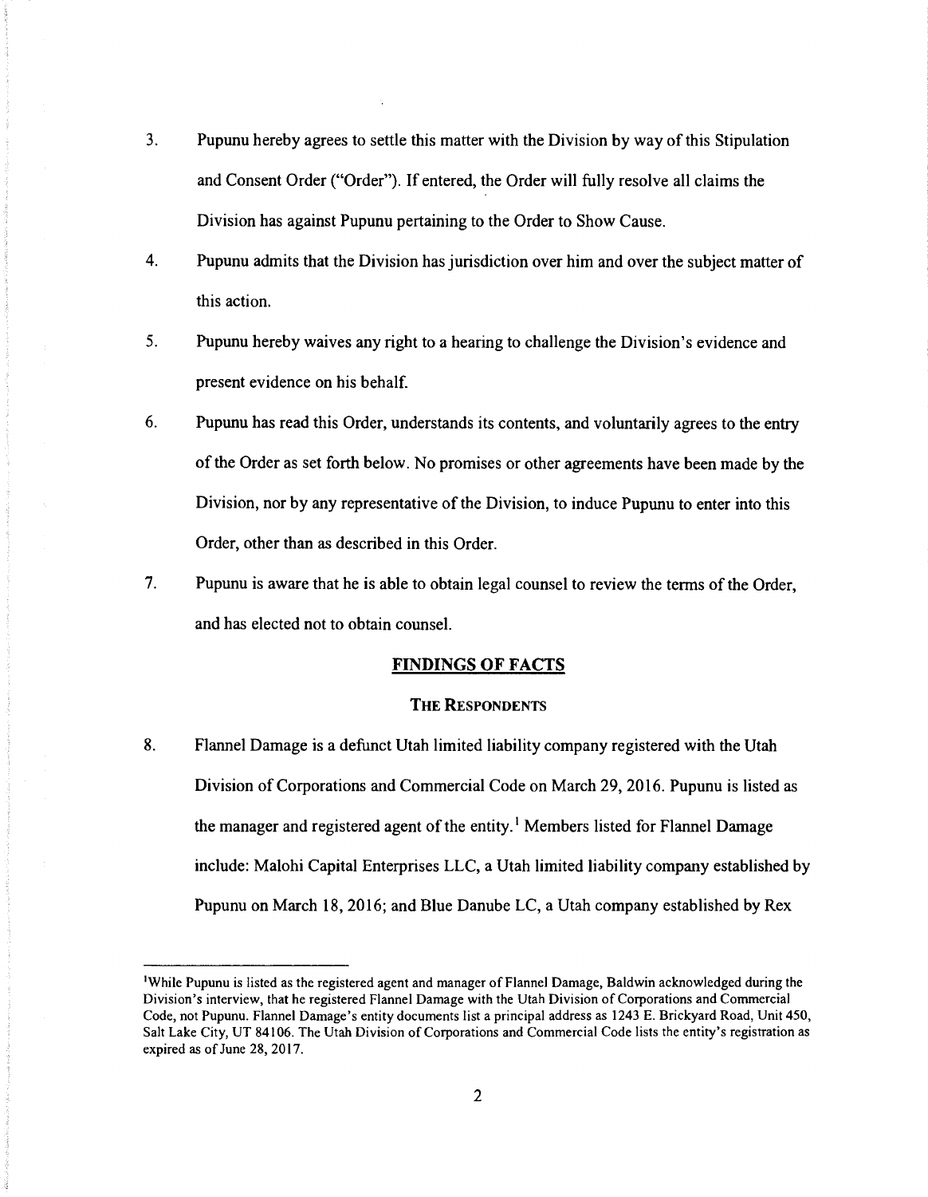3. Pupunu hereby agrees to settle this matter with the Division by way of this Stipulation and Consent Order ("Order"). If entered, the Order will fully resolve all claims the Division has against Pupunu pertaining to the Order to Show Cause.

4. Pupunu admits that the Division has jurisdiction over him and over the subject matter of this action.

5. Pupunu hereby waives any right to a hearing to challenge the Division's evidence and present evidence on his behalf.

6. Pupunu has read this Order, understands its contents, and voluntarily agrees to the entry of the Order as set forth below. No promises or other agreements have been made by the Division, nor by any representative of the Division, to induce Pupunu to enter into this Order, other than as described in this Order.

7. Pupunu is aware that he is able to obtain legal counsel to review the terms of the Order, and has elected not to obtain counsel.

## FINDINGS OF FACTS

### THE RESPONDENTS

8. Flannel Damage is a defunct Utah limited liability company registered with the Utah Division of Corporations and Commercial Code on March 29, 2016. Pupunu is listed as the manager and registered agent of the entity.[1] Members listed for Flannel Damage include: Malohi Capital Enterprises LLC, a Utah limited liability company established by Pupunu on March 18, 2016; and Blue Danube LC, a Utah company established by Rex

---

[1] While Pupunu is listed as the registered agent and manager of Flannel Damage, Baldwin acknowledged during the Division's interview, that he registered Flannel Damage with the Utah Division of Corporations and Commercial Code, not Pupunu. Flannel Damage's entity documents list a principal address as 1243 E. Brickyard Road, Unit 450, Salt Lake City, UT 84106. The Utah Division of Corporations and Commercial Code lists the entity's registration as expired as of June 28, 2017.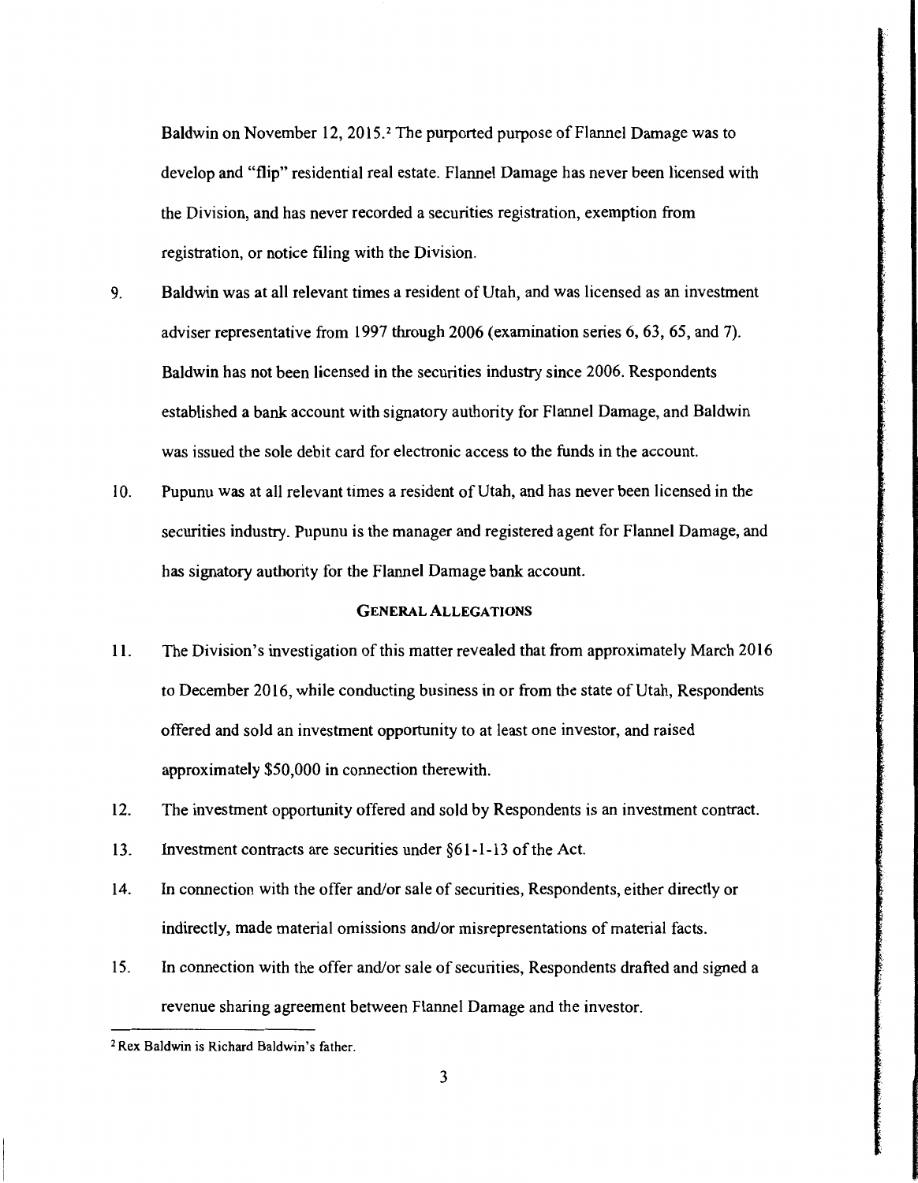Baldwin on November 12, 2015.[2] The purported purpose of Flannel Damage was to develop and "flip" residential real estate. Flannel Damage has never been licensed with the Division, and has never recorded a securities registration, exemption from registration, or notice filing with the Division.

9. Baldwin was at all relevant times a resident of Utah, and was licensed as an investment adviser representative from 1997 through 2006 (examination series 6, 63, 65, and 7). Baldwin has not been licensed in the securities industry since 2006. Respondents established a bank account with signatory authority for Flannel Damage, and Baldwin was issued the sole debit card for electronic access to the funds in the account.

10. Pupunu was at all relevant times a resident of Utah, and has never been licensed in the securities industry. Pupunu is the manager and registered agent for Flannel Damage, and has signatory authority for the Flannel Damage bank account.

## GENERAL ALLEGATIONS

11. The Division's investigation of this matter revealed that from approximately March 2016 to December 2016, while conducting business in or from the state of Utah, Respondents offered and sold an investment opportunity to at least one investor, and raised approximately $50,000 in connection therewith.

12. The investment opportunity offered and sold by Respondents is an investment contract.

13. Investment contracts are securities under §61-1-13 of the Act.

14. In connection with the offer and/or sale of securities, Respondents, either directly or indirectly, made material omissions and/or misrepresentations of material facts.

15. In connection with the offer and/or sale of securities, Respondents drafted and signed a revenue sharing agreement between Flannel Damage and the investor.

---

[2] Rex Baldwin is Richard Baldwin's father.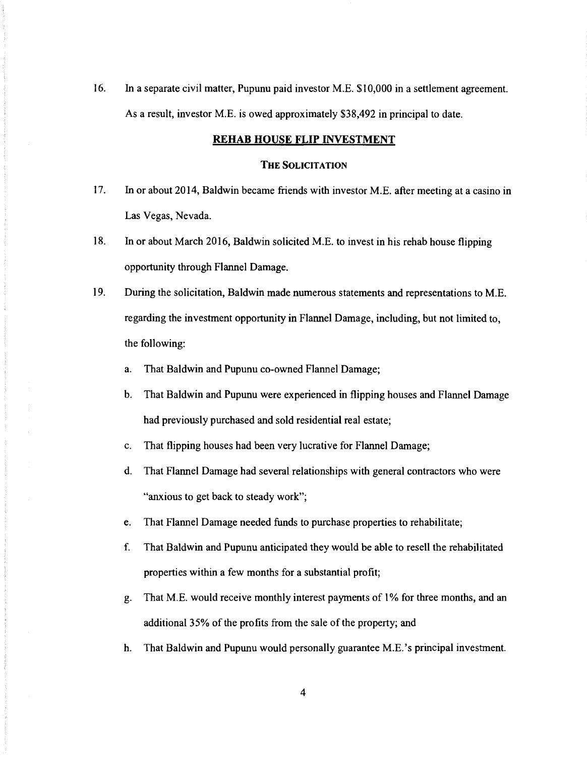16. In a separate civil matter, Pupunu paid investor M.E. $10,000 in a settlement agreement. As a result, investor M.E. is owed approximately $38,492 in principal to date.

## REHAB HOUSE FLIP INVESTMENT

### THE SOLICITATION

17. In or about 2014, Baldwin became friends with investor M.E. after meeting at a casino in Las Vegas, Nevada.

18. In or about March 2016, Baldwin solicited M.E. to invest in his rehab house flipping opportunity through Flannel Damage.

19. During the solicitation, Baldwin made numerous statements and representations to M.E. regarding the investment opportunity in Flannel Damage, including, but not limited to, the following:

    a. That Baldwin and Pupunu co-owned Flannel Damage;

    b. That Baldwin and Pupunu were experienced in flipping houses and Flannel Damage had previously purchased and sold residential real estate;

    c. That flipping houses had been very lucrative for Flannel Damage;

    d. That Flannel Damage had several relationships with general contractors who were "anxious to get back to steady work";

    e. That Flannel Damage needed funds to purchase properties to rehabilitate;

    f. That Baldwin and Pupunu anticipated they would be able to resell the rehabilitated properties within a few months for a substantial profit;

    g. That M.E. would receive monthly interest payments of 1% for three months, and an additional 35% of the profits from the sale of the property; and

    h. That Baldwin and Pupunu would personally guarantee M.E.'s principal investment.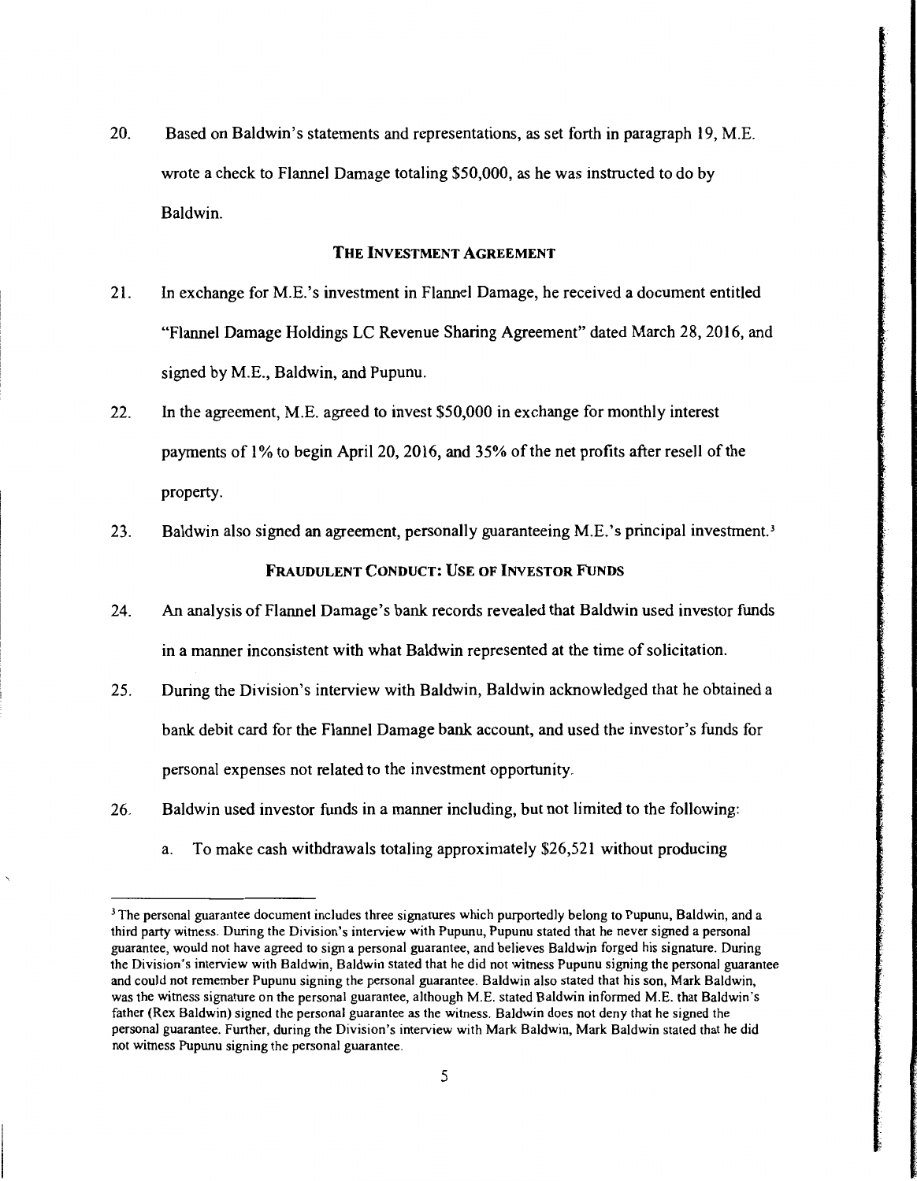20. Based on Baldwin's statements and representations, as set forth in paragraph 19, M.E. wrote a check to Flannel Damage totaling $50,000, as he was instructed to do by Baldwin.

## THE INVESTMENT AGREEMENT

21. In exchange for M.E.'s investment in Flannel Damage, he received a document entitled "Flannel Damage Holdings LC Revenue Sharing Agreement" dated March 28, 2016, and signed by M.E., Baldwin, and Pupunu.

22. In the agreement, M.E. agreed to invest $50,000 in exchange for monthly interest payments of 1% to begin April 20, 2016, and 35% of the net profits after resell of the property.

23. Baldwin also signed an agreement, personally guaranteeing M.E.'s principal investment.[3]

## FRAUDULENT CONDUCT: USE OF INVESTOR FUNDS

24. An analysis of Flannel Damage's bank records revealed that Baldwin used investor funds in a manner inconsistent with what Baldwin represented at the time of solicitation.

25. During the Division's interview with Baldwin, Baldwin acknowledged that he obtained a bank debit card for the Flannel Damage bank account, and used the investor's funds for personal expenses not related to the investment opportunity.

26. Baldwin used investor funds in a manner including, but not limited to the following:

    a. To make cash withdrawals totaling approximately $26,521 without producing

---

[3] The personal guarantee document includes three signatures which purportedly belong to Pupunu, Baldwin, and a third party witness. During the Division's interview with Pupunu, Pupunu stated that he never signed a personal guarantee, would not have agreed to sign a personal guarantee, and believes Baldwin forged his signature. During the Division's interview with Baldwin, Baldwin stated that he did not witness Pupunu signing the personal guarantee and could not remember Pupunu signing the personal guarantee. Baldwin also stated that his son, Mark Baldwin, was the witness signature on the personal guarantee, although M.E. stated Baldwin informed M.E. that Baldwin's father (Rex Baldwin) signed the personal guarantee as the witness. Baldwin does not deny that he signed the personal guarantee. Further, during the Division's interview with Mark Baldwin, Mark Baldwin stated that he did not witness Pupunu signing the personal guarantee.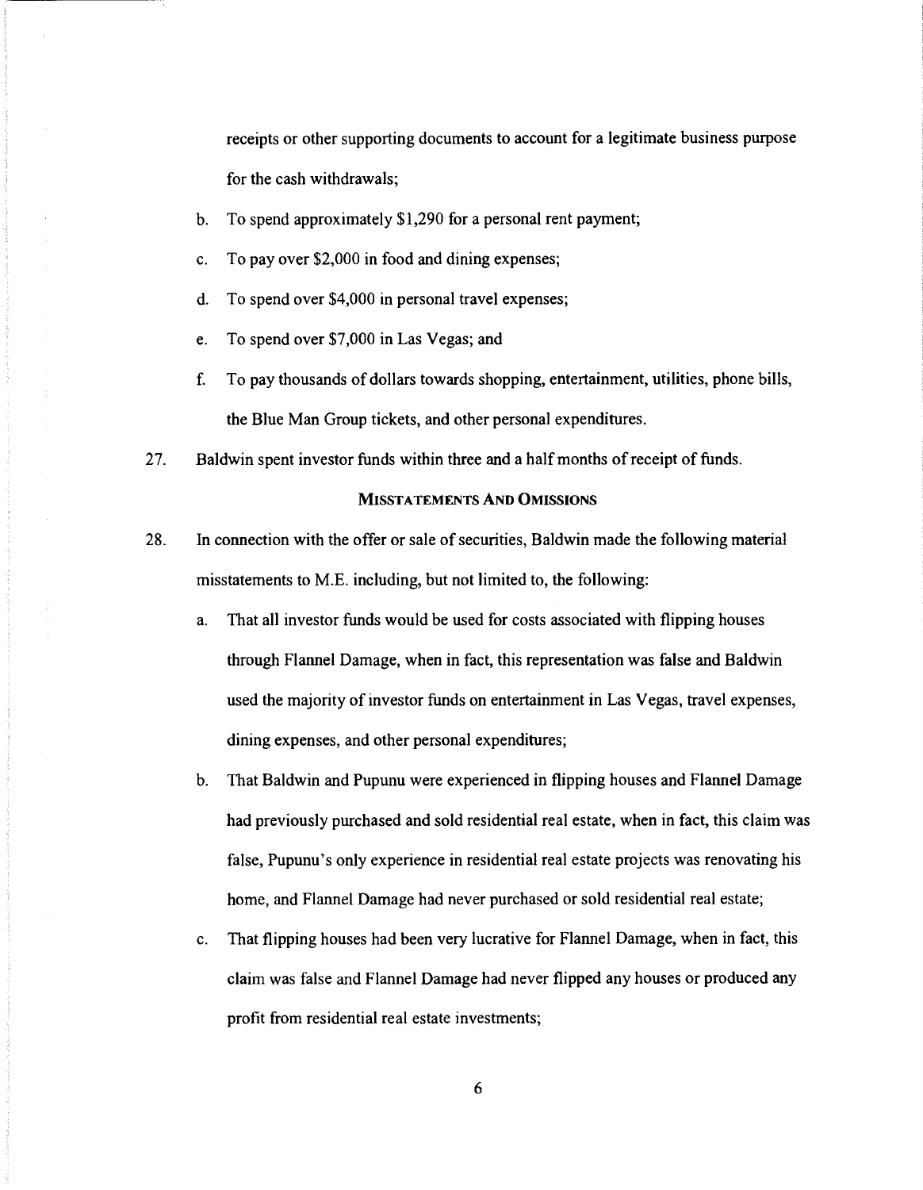receipts or other supporting documents to account for a legitimate business purpose for the cash withdrawals;

b. To spend approximately $1,290 for a personal rent payment;

c. To pay over $2,000 in food and dining expenses;

d. To spend over $4,000 in personal travel expenses;

e. To spend over $7,000 in Las Vegas; and

f. To pay thousands of dollars towards shopping, entertainment, utilities, phone bills, the Blue Man Group tickets, and other personal expenditures.

27. Baldwin spent investor funds within three and a half months of receipt of funds.

## MISSTATEMENTS AND OMISSIONS

28. In connection with the offer or sale of securities, Baldwin made the following material misstatements to M.E. including, but not limited to, the following:

   a. That all investor funds would be used for costs associated with flipping houses through Flannel Damage, when in fact, this representation was false and Baldwin used the majority of investor funds on entertainment in Las Vegas, travel expenses, dining expenses, and other personal expenditures;

   b. That Baldwin and Pupunu were experienced in flipping houses and Flannel Damage had previously purchased and sold residential real estate, when in fact, this claim was false, Pupunu's only experience in residential real estate projects was renovating his home, and Flannel Damage had never purchased or sold residential real estate;

   c. That flipping houses had been very lucrative for Flannel Damage, when in fact, this claim was false and Flannel Damage had never flipped any houses or produced any profit from residential real estate investments;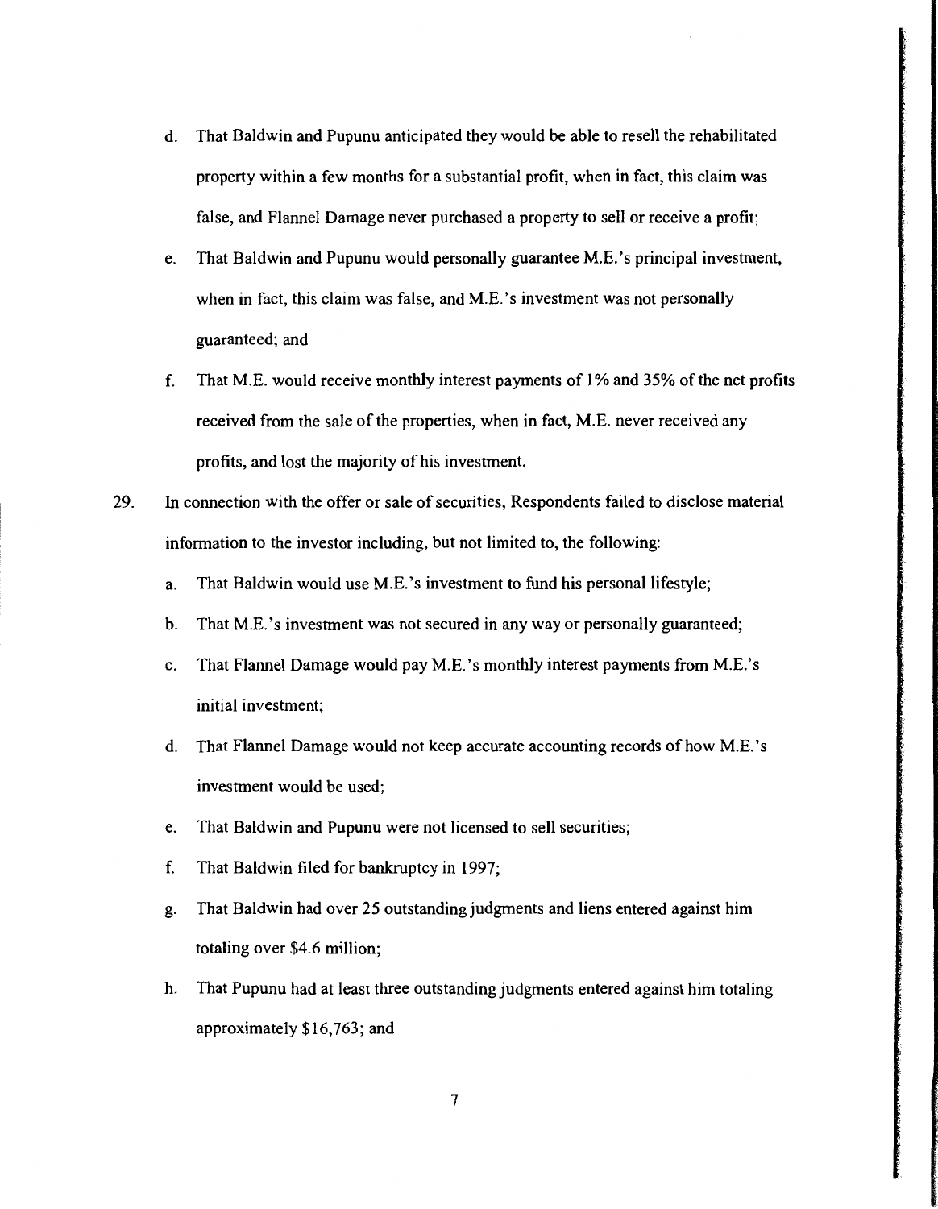d. That Baldwin and Pupunu anticipated they would be able to resell the rehabilitated property within a few months for a substantial profit, when in fact, this claim was false, and Flannel Damage never purchased a property to sell or receive a profit;

e. That Baldwin and Pupunu would personally guarantee M.E.'s principal investment, when in fact, this claim was false, and M.E.'s investment was not personally guaranteed; and

f. That M.E. would receive monthly interest payments of 1% and 35% of the net profits received from the sale of the properties, when in fact, M.E. never received any profits, and lost the majority of his investment.

29. In connection with the offer or sale of securities, Respondents failed to disclose material information to the investor including, but not limited to, the following:

    a. That Baldwin would use M.E.'s investment to fund his personal lifestyle;

    b. That M.E.'s investment was not secured in any way or personally guaranteed;

    c. That Flannel Damage would pay M.E.'s monthly interest payments from M.E.'s initial investment;

    d. That Flannel Damage would not keep accurate accounting records of how M.E.'s investment would be used;

    e. That Baldwin and Pupunu were not licensed to sell securities;

    f. That Baldwin filed for bankruptcy in 1997;

    g. That Baldwin had over 25 outstanding judgments and liens entered against him totaling over $4.6 million;

    h. That Pupunu had at least three outstanding judgments entered against him totaling approximately $16,763; and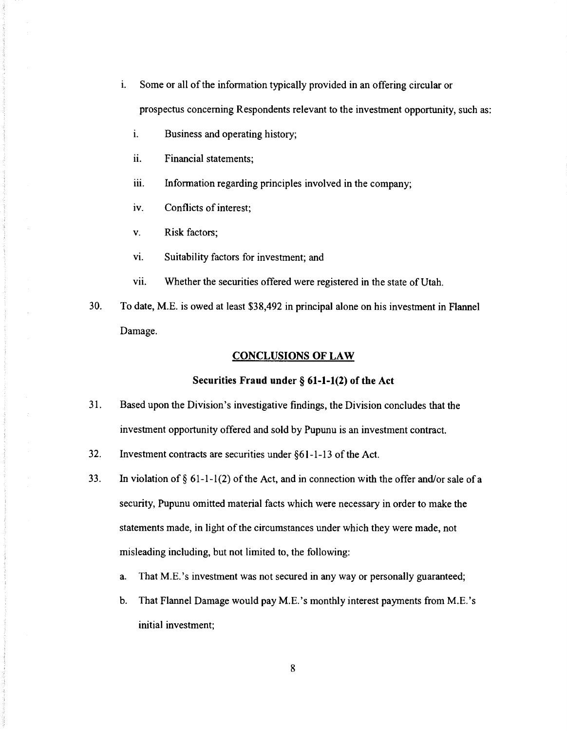i. Some or all of the information typically provided in an offering circular or prospectus concerning Respondents relevant to the investment opportunity, such as:

   i. Business and operating history;

   ii. Financial statements;

   iii. Information regarding principles involved in the company;

   iv. Conflicts of interest;

   v. Risk factors;

   vi. Suitability factors for investment; and

   vii. Whether the securities offered were registered in the state of Utah.

30. To date, M.E. is owed at least $38,492 in principal alone on his investment in Flannel Damage.

## CONCLUSIONS OF LAW

### Securities Fraud under § 61-1-1(2) of the Act

31. Based upon the Division's investigative findings, the Division concludes that the investment opportunity offered and sold by Pupunu is an investment contract.

32. Investment contracts are securities under §61-1-13 of the Act.

33. In violation of § 61-1-1(2) of the Act, and in connection with the offer and/or sale of a security, Pupunu omitted material facts which were necessary in order to make the statements made, in light of the circumstances under which they were made, not misleading including, but not limited to, the following:

   a. That M.E.'s investment was not secured in any way or personally guaranteed;

   b. That Flannel Damage would pay M.E.'s monthly interest payments from M.E.'s initial investment;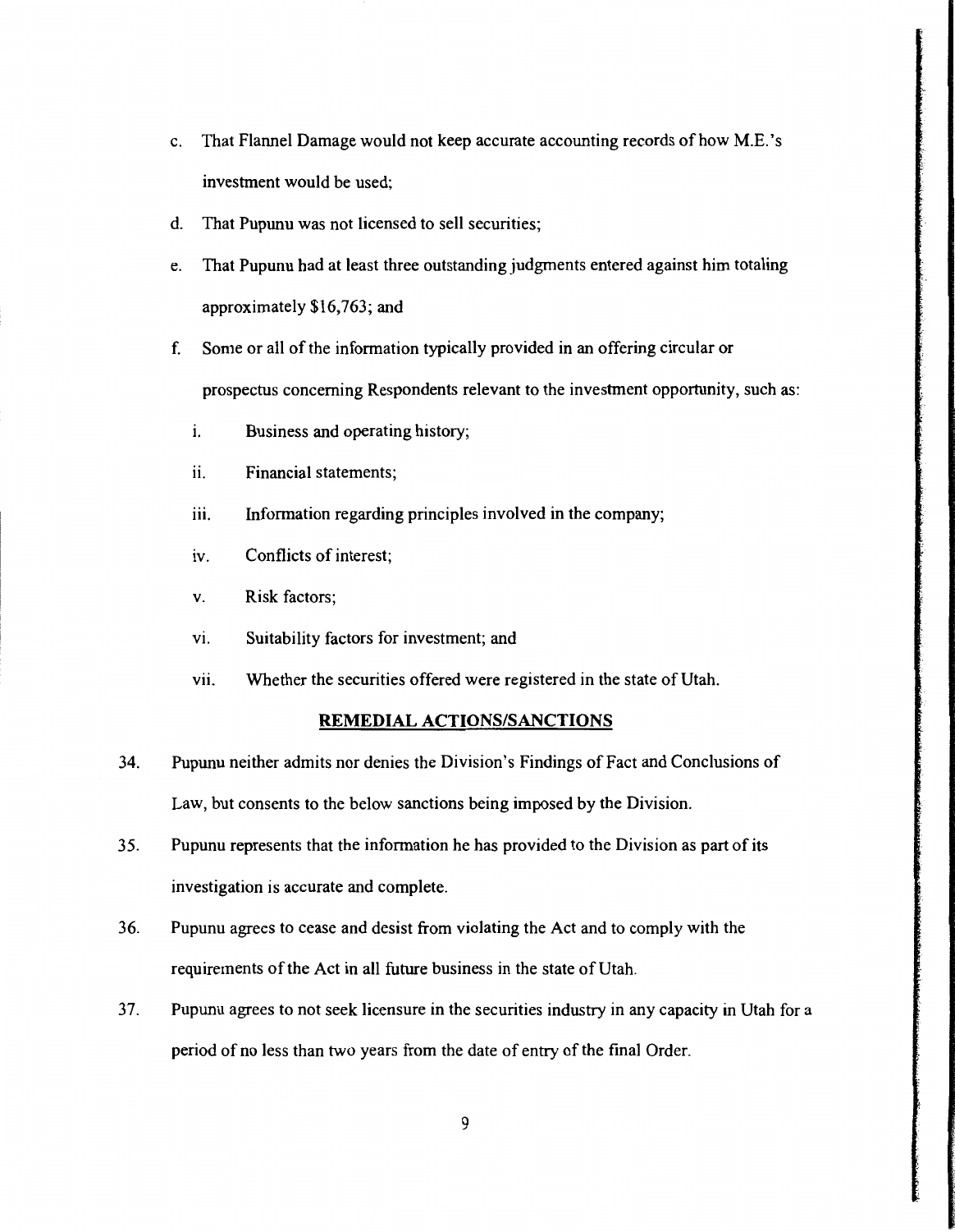c. That Flannel Damage would not keep accurate accounting records of how M.E.'s investment would be used;

d. That Pupunu was not licensed to sell securities;

e. That Pupunu had at least three outstanding judgments entered against him totaling approximately $16,763; and

f. Some or all of the information typically provided in an offering circular or prospectus concerning Respondents relevant to the investment opportunity, such as:

   i. Business and operating history;

   ii. Financial statements;

   iii. Information regarding principles involved in the company;

   iv. Conflicts of interest;

   v. Risk factors;

   vi. Suitability factors for investment; and

   vii. Whether the securities offered were registered in the state of Utah.

## REMEDIAL ACTIONS/SANCTIONS

34. Pupunu neither admits nor denies the Division's Findings of Fact and Conclusions of Law, but consents to the below sanctions being imposed by the Division.

35. Pupunu represents that the information he has provided to the Division as part of its investigation is accurate and complete.

36. Pupunu agrees to cease and desist from violating the Act and to comply with the requirements of the Act in all future business in the state of Utah.

37. Pupunu agrees to not seek licensure in the securities industry in any capacity in Utah for a period of no less than two years from the date of entry of the final Order.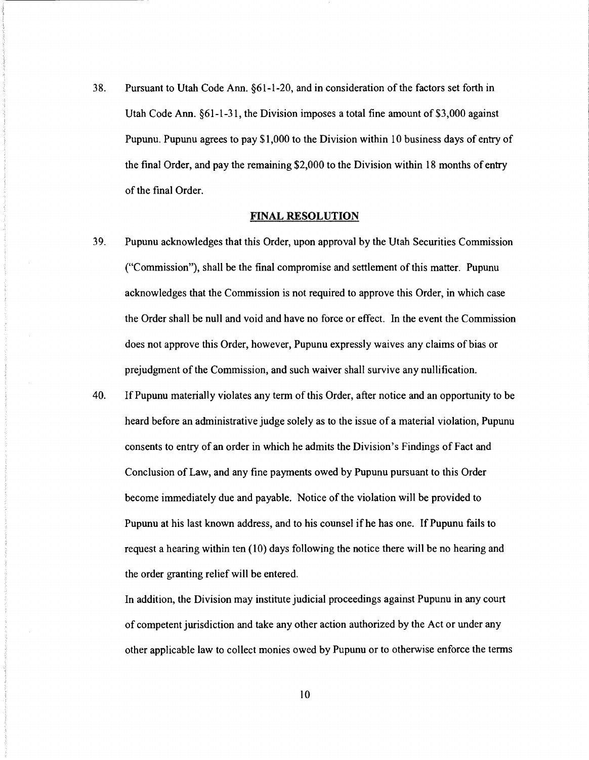38. Pursuant to Utah Code Ann. §61-1-20, and in consideration of the factors set forth in Utah Code Ann. §61-1-31, the Division imposes a total fine amount of $3,000 against Pupunu. Pupunu agrees to pay $1,000 to the Division within 10 business days of entry of the final Order, and pay the remaining $2,000 to the Division within 18 months of entry of the final Order.

## FINAL RESOLUTION

39. Pupunu acknowledges that this Order, upon approval by the Utah Securities Commission ("Commission"), shall be the final compromise and settlement of this matter. Pupunu acknowledges that the Commission is not required to approve this Order, in which case the Order shall be null and void and have no force or effect. In the event the Commission does not approve this Order, however, Pupunu expressly waives any claims of bias or prejudgment of the Commission, and such waiver shall survive any nullification.

40. If Pupunu materially violates any term of this Order, after notice and an opportunity to be heard before an administrative judge solely as to the issue of a material violation, Pupunu consents to entry of an order in which he admits the Division's Findings of Fact and Conclusion of Law, and any fine payments owed by Pupunu pursuant to this Order become immediately due and payable. Notice of the violation will be provided to Pupunu at his last known address, and to his counsel if he has one. If Pupunu fails to request a hearing within ten (10) days following the notice there will be no hearing and the order granting relief will be entered.

    In addition, the Division may institute judicial proceedings against Pupunu in any court of competent jurisdiction and take any other action authorized by the Act or under any other applicable law to collect monies owed by Pupunu or to otherwise enforce the terms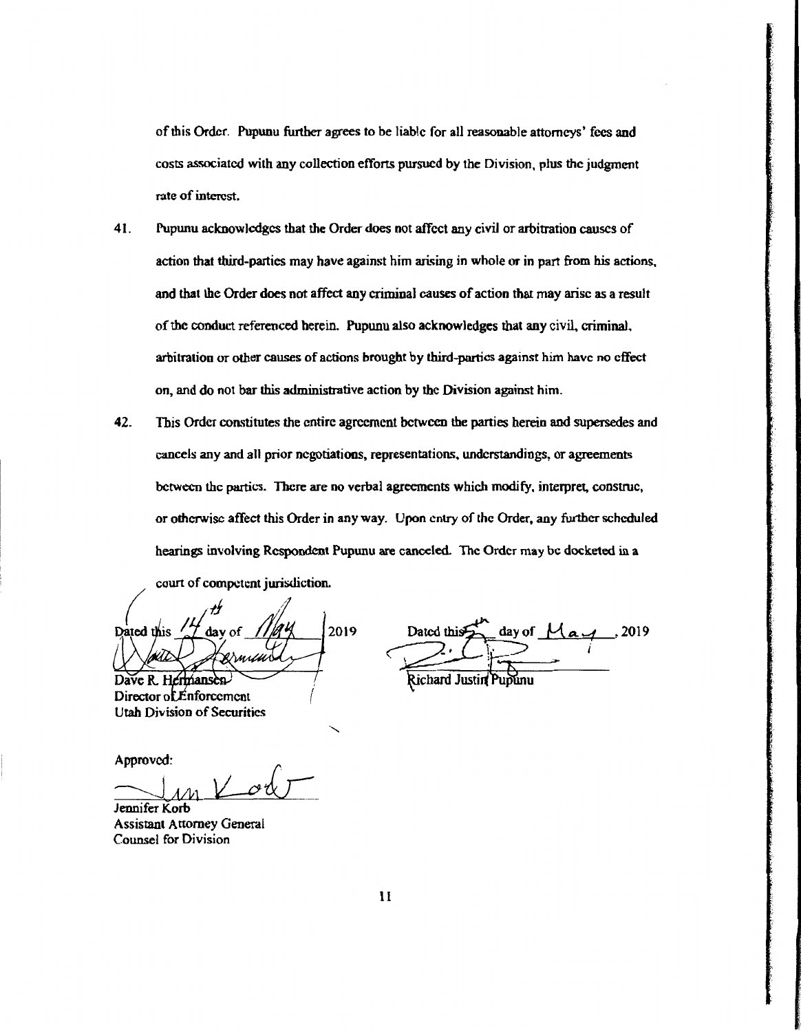of this Order. Pupunu further agrees to be liable for all reasonable attorneys' fees and costs associated with any collection efforts pursued by the Division, plus the judgment rate of interest.

41. Pupunu acknowledges that the Order does not affect any civil or arbitration causes of action that third-parties may have against him arising in whole or in part from his actions, and that the Order does not affect any criminal causes of action that may arise as a result of the conduct referenced herein. Pupunu also acknowledges that any civil, criminal, arbitration or other causes of actions brought by third-parties against him have no effect on, and do not bar this administrative action by the Division against him.

42. This Order constitutes the entire agreement between the parties herein and supersedes and cancels any and all prior negotiations, representations, understandings, or agreements between the parties. There are no verbal agreements which modify, interpret, construe, or otherwise affect this Order in any way. Upon entry of the Order, any further scheduled hearings involving Respondent Pupunu are canceled. The Order may be docketed in a court of competent jurisdiction.

Dated this 14th day of May 2019

Dave R. Hermansen
Director of Enforcement
Utah Division of Securities

Dated this 7th day of May, 2019

Richard Justin Pupunu

Approved:

Jennifer Korb
Assistant Attorney General
Counsel for Division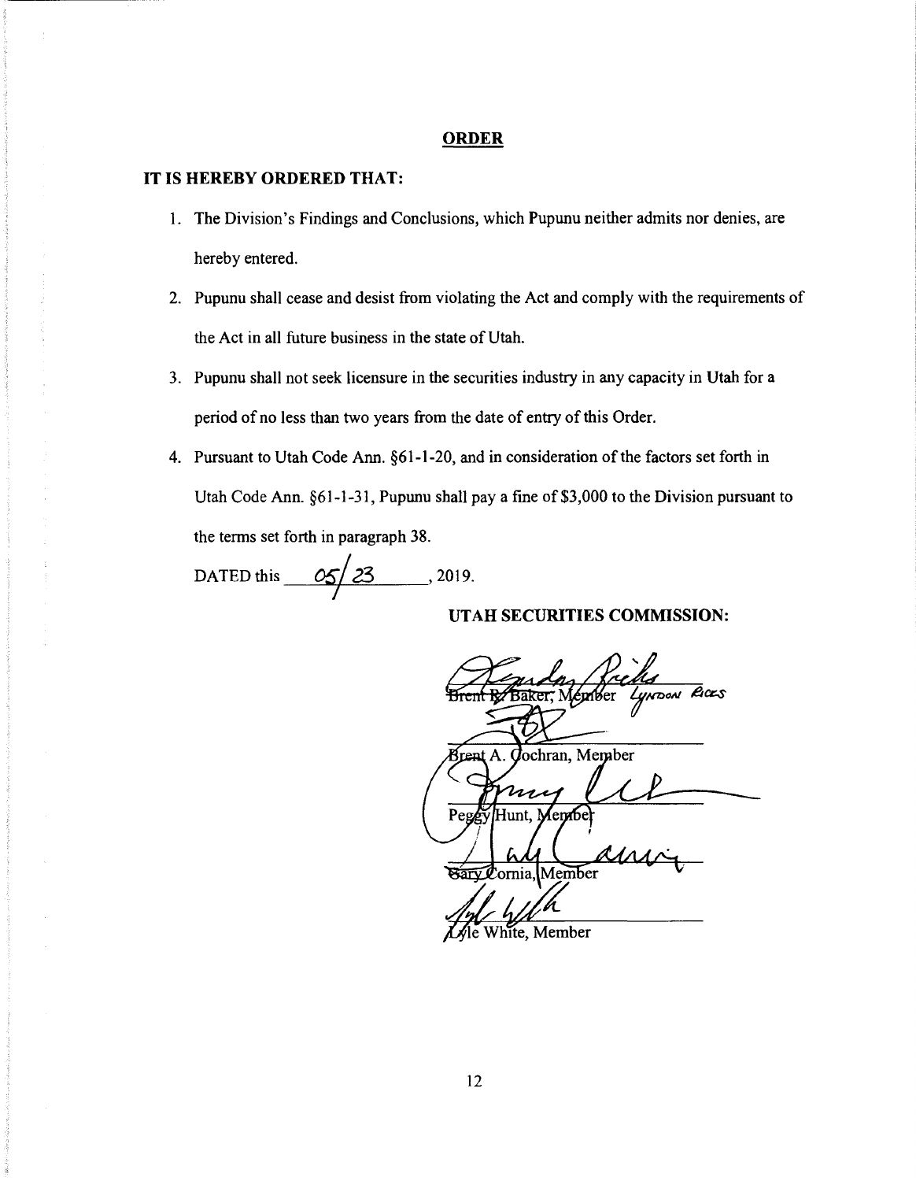## ORDER

**IT IS HEREBY ORDERED THAT:**

1. The Division's Findings and Conclusions, which Pupunu neither admits nor denies, are hereby entered.
2. Pupunu shall cease and desist from violating the Act and comply with the requirements of the Act in all future business in the state of Utah.
3. Pupunu shall not seek licensure in the securities industry in any capacity in Utah for a period of no less than two years from the date of entry of this Order.
4. Pursuant to Utah Code Ann. §61-1-20, and in consideration of the factors set forth in Utah Code Ann. §61-1-31, Pupunu shall pay a fine of $3,000 to the Division pursuant to the terms set forth in paragraph 38.

DATED this 05/23, 2019.

**UTAH SECURITIES COMMISSION:**

~~Brent R. Baker~~, Member Lyndon Ricks

Brent A. Cochran, Member

Peggy Hunt, Member

~~Gary Cornia~~, Member

Lyle White, Member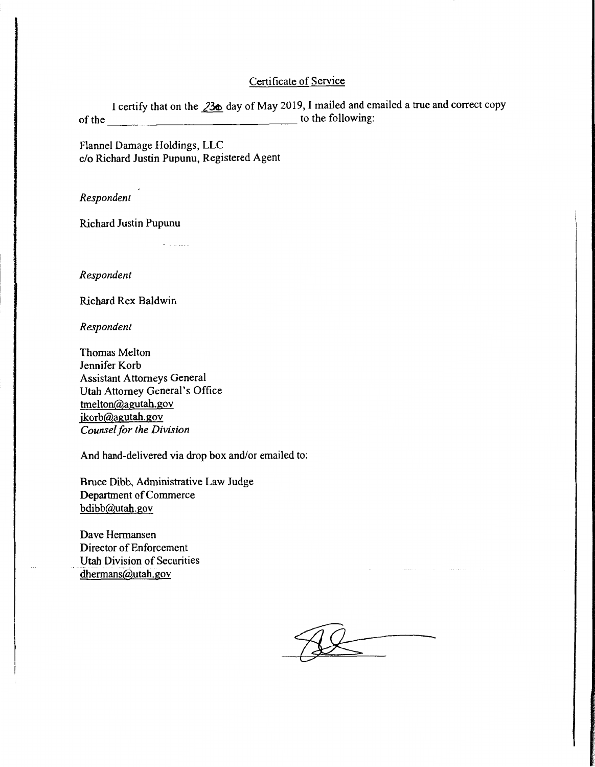## Certificate of Service

I certify that on the 23rd day of May 2019, I mailed and emailed a true and correct copy of the \_\_\_\_\_\_\_\_\_\_\_\_\_\_\_\_\_\_\_\_\_\_\_\_\_\_\_\_\_\_\_\_ to the following:

Flannel Damage Holdings, LLC
c/o Richard Justin Pupunu, Registered Agent

*Respondent*

Richard Justin Pupunu

*Respondent*

Richard Rex Baldwin

*Respondent*

Thomas Melton
Jennifer Korb
Assistant Attorneys General
Utah Attorney General's Office
tmelton@agutah.gov
jkorb@agutah.gov
*Counsel for the Division*

And hand-delivered via drop box and/or emailed to:

Bruce Dibb, Administrative Law Judge
Department of Commerce
bdibb@utah.gov

Dave Hermansen
Director of Enforcement
Utah Division of Securities
dhermans@utah.gov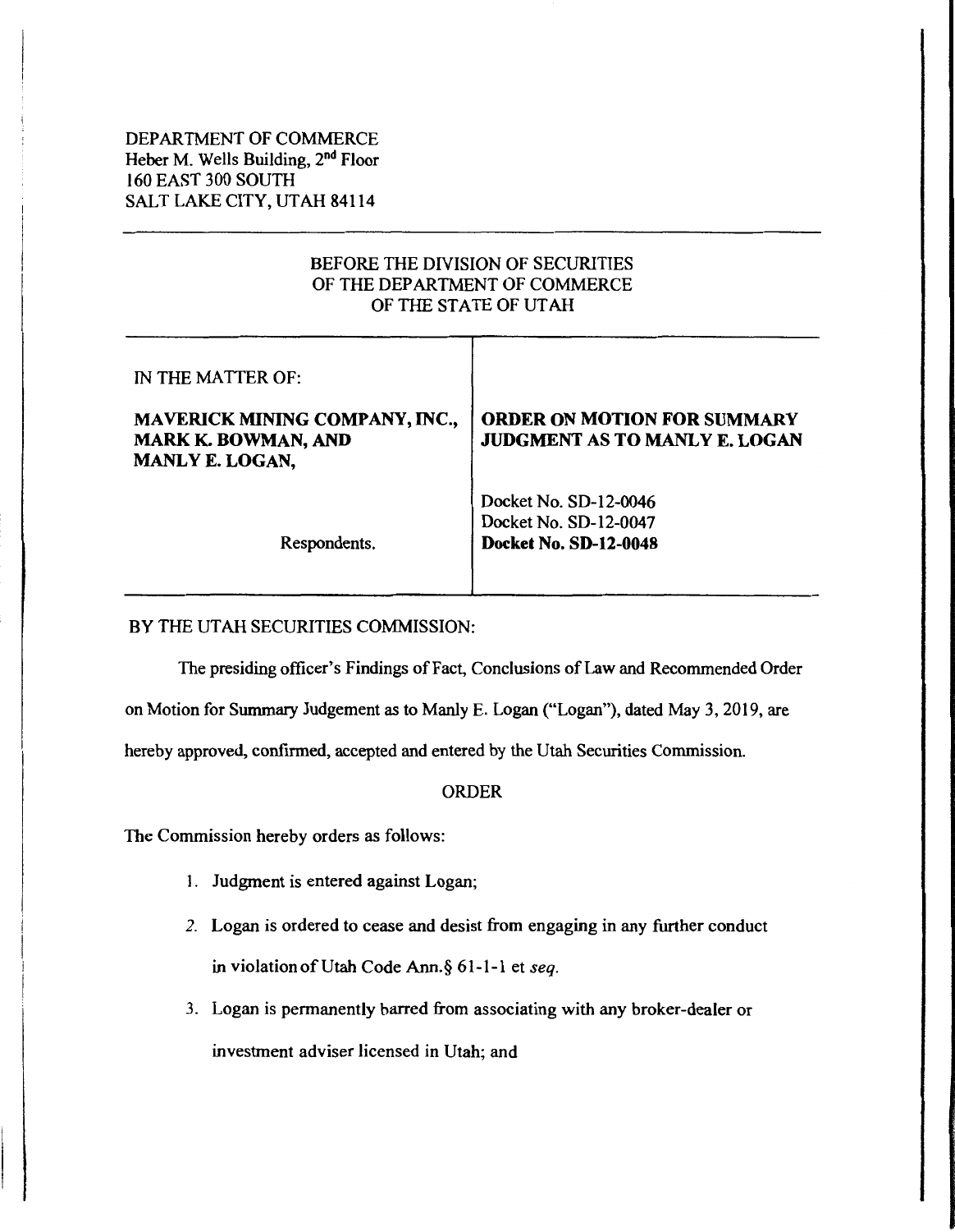DEPARTMENT OF COMMERCE
Heber M. Wells Building, 2nd Floor
160 EAST 300 SOUTH
SALT LAKE CITY, UTAH 84114

BEFORE THE DIVISION OF SECURITIES
OF THE DEPARTMENT OF COMMERCE
OF THE STATE OF UTAH

| IN THE MATTER OF: **MAVERICK MINING COMPANY, INC., MARK K. BOWMAN, AND MANLY E. LOGAN,** Respondents. | **ORDER ON MOTION FOR SUMMARY JUDGMENT AS TO MANLY E. LOGAN** Docket No. SD-12-0046 Docket No. SD-12-0047 **Docket No. SD-12-0048** |
|---|---|

BY THE UTAH SECURITIES COMMISSION:

The presiding officer's Findings of Fact, Conclusions of Law and Recommended Order on Motion for Summary Judgement as to Manly E. Logan ("Logan"), dated May 3, 2019, are hereby approved, confirmed, accepted and entered by the Utah Securities Commission.

ORDER

The Commission hereby orders as follows:

1. Judgment is entered against Logan;
2. Logan is ordered to cease and desist from engaging in any further conduct in violation of Utah Code Ann.§ 61-1-1 et *seq.*
3. Logan is permanently barred from associating with any broker-dealer or investment adviser licensed in Utah; and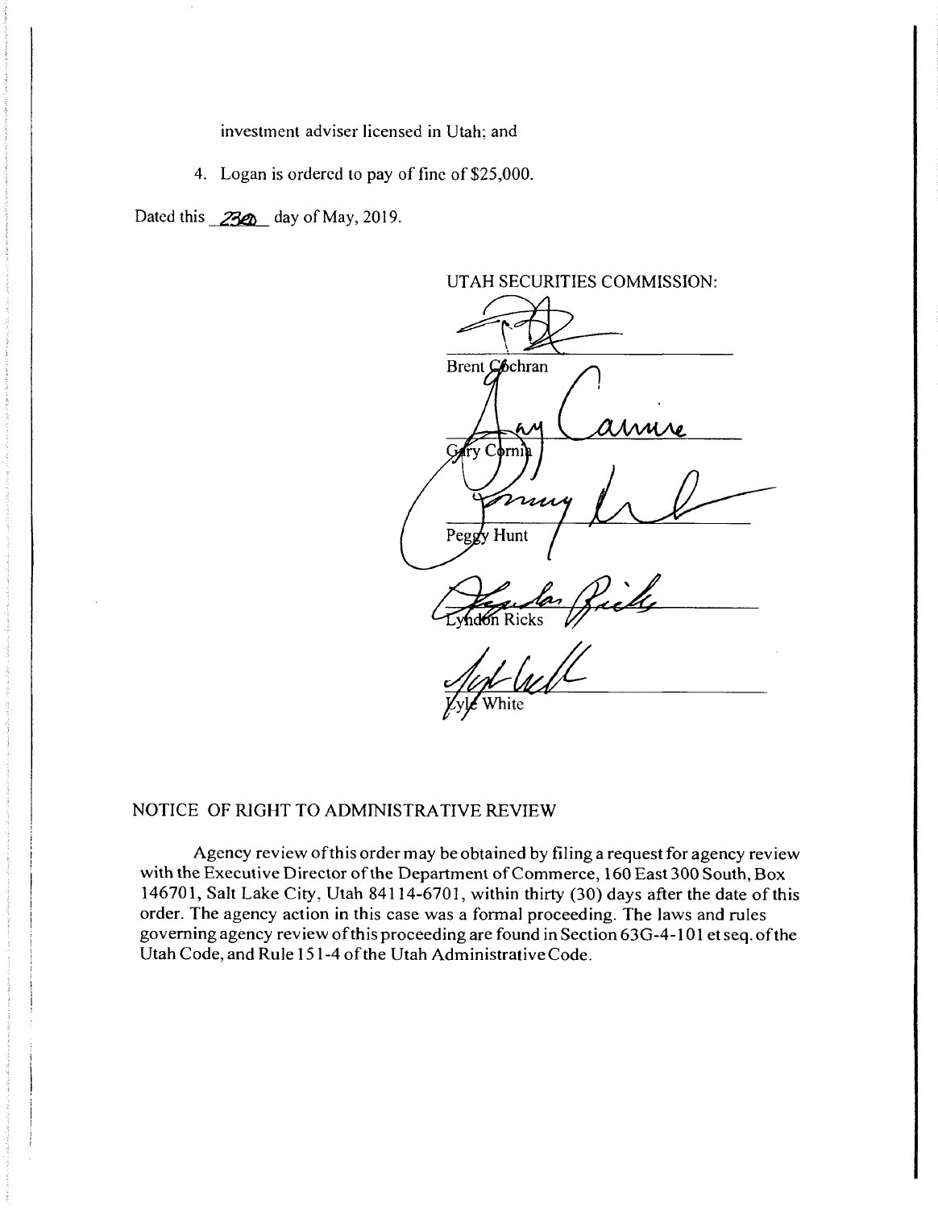investment adviser licensed in Utah; and

4. Logan is ordered to pay of fine of $25,000.

Dated this 23rd day of May, 2019.

UTAH SECURITIES COMMISSION:

Brent Cochran

Gary Cornia

Peggy Hunt

Lyndon Ricks

Lyle White

NOTICE OF RIGHT TO ADMINISTRATIVE REVIEW

Agency review of this order may be obtained by filing a request for agency review with the Executive Director of the Department of Commerce, 160 East 300 South, Box 146701, Salt Lake City, Utah 84114-6701, within thirty (30) days after the date of this order. The agency action in this case was a formal proceeding. The laws and rules governing agency review of this proceeding are found in Section 63G-4-101 et seq. of the Utah Code, and Rule 151-4 of the Utah Administrative Code.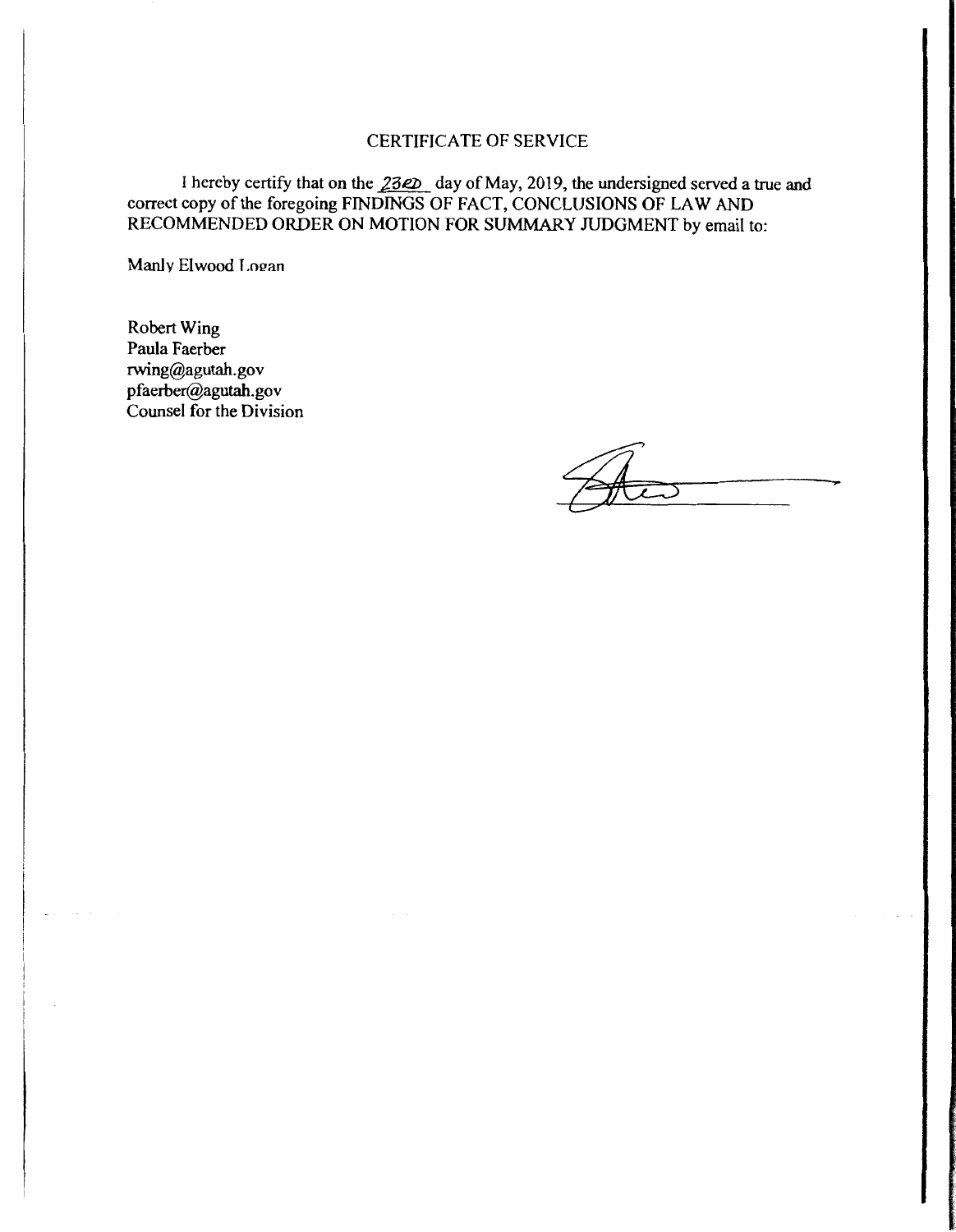## CERTIFICATE OF SERVICE

I hereby certify that on the 23rd day of May, 2019, the undersigned served a true and correct copy of the foregoing FINDINGS OF FACT, CONCLUSIONS OF LAW AND RECOMMENDED ORDER ON MOTION FOR SUMMARY JUDGMENT by email to:

Manly Elwood Logan

Robert Wing
Paula Faerber
rwing@agutah.gov
pfaerber@agutah.gov
Counsel for the Division